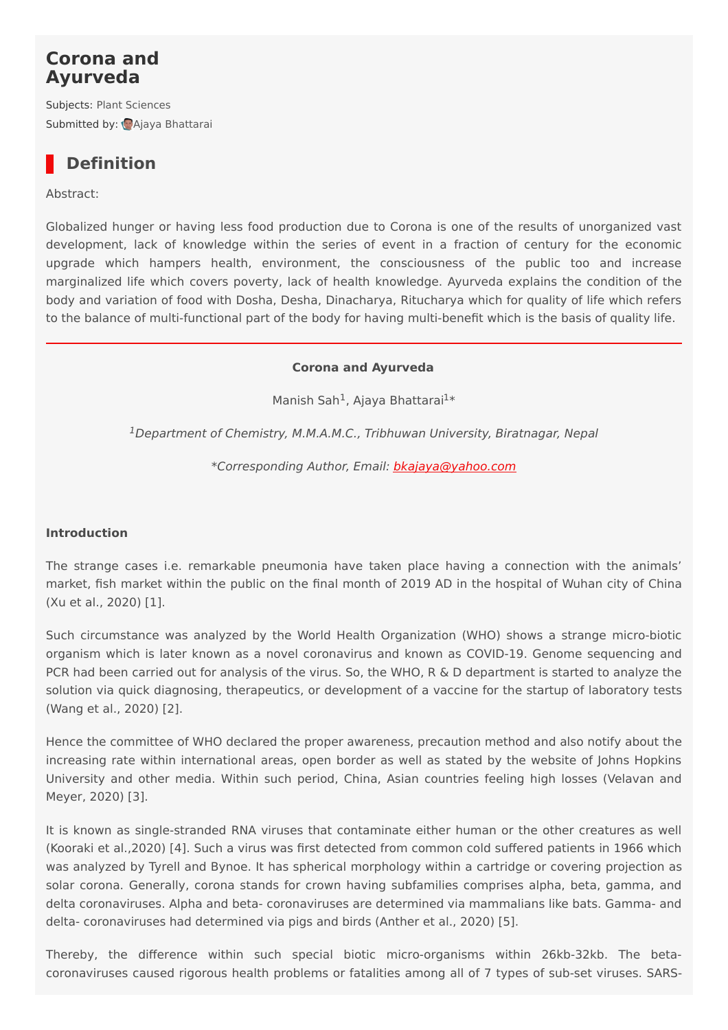# Corona and Ayurveda

Subjects: Plant Sciences

Submitted by: Ajaya Bhattarai

## Definition

Abstract:

Globalized hunger or having less food production due to Corona is one of the results of unorganized vast development, lack of knowledge within the series of event in a fraction of century for the economic upgrade which hampers health, environment, the consciousness of the public too and increase marginalized life which covers poverty, lack of health knowledge. Ayurveda explains the condition of the body and variation of food with Dosha, Desha, Dinacharya, Ritucharya which for quality of life which refers to the balance of multi-functional part of the body for having multi-benefit which is the basis of quality life.

---

**Corona and Ayurveda**

Manish Sah[1], Ajaya Bhattarai[1]*

[1]*Department of Chemistry, M.M.A.M.C., Tribhuwan University, Biratnagar, Nepal*

*\*Corresponding Author, Email: bkajaya@yahoo.com*

**Introduction**

The strange cases i.e. remarkable pneumonia have taken place having a connection with the animals' market, fish market within the public on the final month of 2019 AD in the hospital of Wuhan city of China (Xu et al., 2020) [1].

Such circumstance was analyzed by the World Health Organization (WHO) shows a strange micro-biotic organism which is later known as a novel coronavirus and known as COVID-19. Genome sequencing and PCR had been carried out for analysis of the virus. So, the WHO, R & D department is started to analyze the solution via quick diagnosing, therapeutics, or development of a vaccine for the startup of laboratory tests (Wang et al., 2020) [2].

Hence the committee of WHO declared the proper awareness, precaution method and also notify about the increasing rate within international areas, open border as well as stated by the website of Johns Hopkins University and other media. Within such period, China, Asian countries feeling high losses (Velavan and Meyer, 2020) [3].

It is known as single-stranded RNA viruses that contaminate either human or the other creatures as well (Kooraki et al.,2020) [4]. Such a virus was first detected from common cold suffered patients in 1966 which was analyzed by Tyrell and Bynoe. It has spherical morphology within a cartridge or covering projection as solar corona. Generally, corona stands for crown having subfamilies comprises alpha, beta, gamma, and delta coronaviruses. Alpha and beta- coronaviruses are determined via mammalians like bats. Gamma- and delta- coronaviruses had determined via pigs and birds (Anther et al., 2020) [5].

Thereby, the difference within such special biotic micro-organisms within 26kb-32kb. The beta-coronaviruses caused rigorous health problems or fatalities among all of 7 types of sub-set viruses. SARS-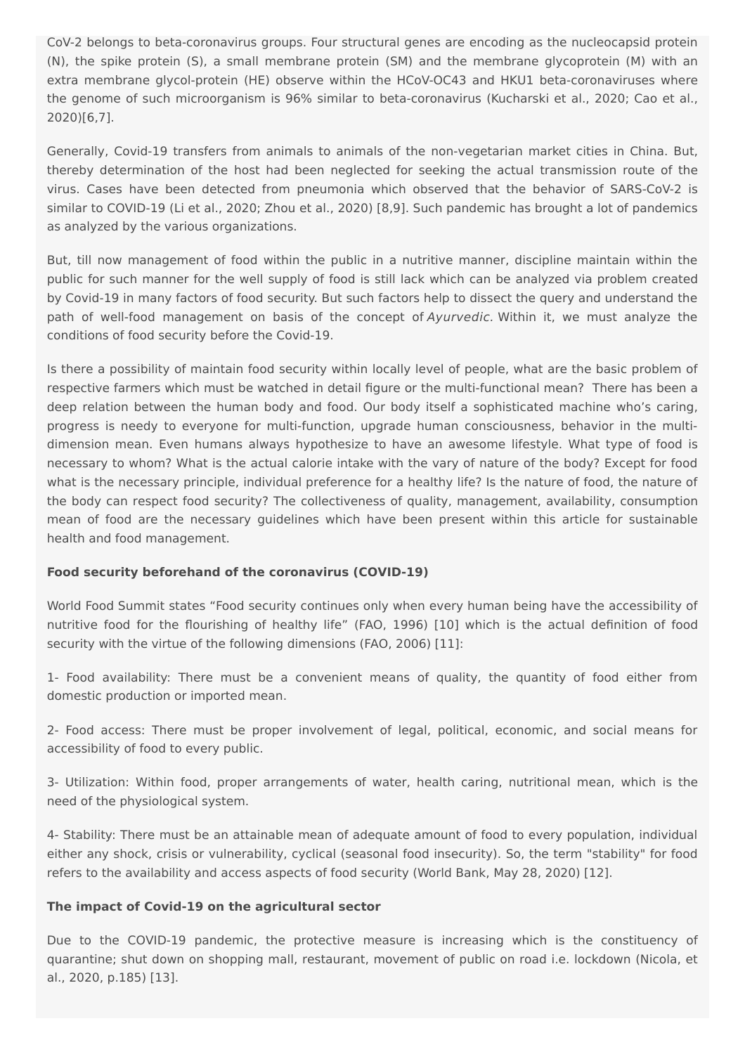CoV-2 belongs to beta-coronavirus groups. Four structural genes are encoding as the nucleocapsid protein (N), the spike protein (S), a small membrane protein (SM) and the membrane glycoprotein (M) with an extra membrane glycol-protein (HE) observe within the HCoV-OC43 and HKU1 beta-coronaviruses where the genome of such microorganism is 96% similar to beta-coronavirus (Kucharski et al., 2020; Cao et al., 2020)[6,7].

Generally, Covid-19 transfers from animals to animals of the non-vegetarian market cities in China. But, thereby determination of the host had been neglected for seeking the actual transmission route of the virus. Cases have been detected from pneumonia which observed that the behavior of SARS-CoV-2 is similar to COVID-19 (Li et al., 2020; Zhou et al., 2020) [8,9]. Such pandemic has brought a lot of pandemics as analyzed by the various organizations.

But, till now management of food within the public in a nutritive manner, discipline maintain within the public for such manner for the well supply of food is still lack which can be analyzed via problem created by Covid-19 in many factors of food security. But such factors help to dissect the query and understand the path of well-food management on basis of the concept of *Ayurvedic.* Within it, we must analyze the conditions of food security before the Covid-19.

Is there a possibility of maintain food security within locally level of people, what are the basic problem of respective farmers which must be watched in detail figure or the multi-functional mean? There has been a deep relation between the human body and food. Our body itself a sophisticated machine who's caring, progress is needy to everyone for multi-function, upgrade human consciousness, behavior in the multi-dimension mean. Even humans always hypothesize to have an awesome lifestyle. What type of food is necessary to whom? What is the actual calorie intake with the vary of nature of the body? Except for food what is the necessary principle, individual preference for a healthy life? Is the nature of food, the nature of the body can respect food security? The collectiveness of quality, management, availability, consumption mean of food are the necessary guidelines which have been present within this article for sustainable health and food management.

**Food security beforehand of the coronavirus (COVID-19)**

World Food Summit states "Food security continues only when every human being have the accessibility of nutritive food for the flourishing of healthy life" (FAO, 1996) [10] which is the actual definition of food security with the virtue of the following dimensions (FAO, 2006) [11]:

1- Food availability: There must be a convenient means of quality, the quantity of food either from domestic production or imported mean.

2- Food access: There must be proper involvement of legal, political, economic, and social means for accessibility of food to every public.

3- Utilization: Within food, proper arrangements of water, health caring, nutritional mean, which is the need of the physiological system.

4- Stability: There must be an attainable mean of adequate amount of food to every population, individual either any shock, crisis or vulnerability, cyclical (seasonal food insecurity). So, the term "stability" for food refers to the availability and access aspects of food security (World Bank, May 28, 2020) [12].

**The impact of Covid-19 on the agricultural sector**

Due to the COVID-19 pandemic, the protective measure is increasing which is the constituency of quarantine; shut down on shopping mall, restaurant, movement of public on road i.e. lockdown (Nicola, et al., 2020, p.185) [13].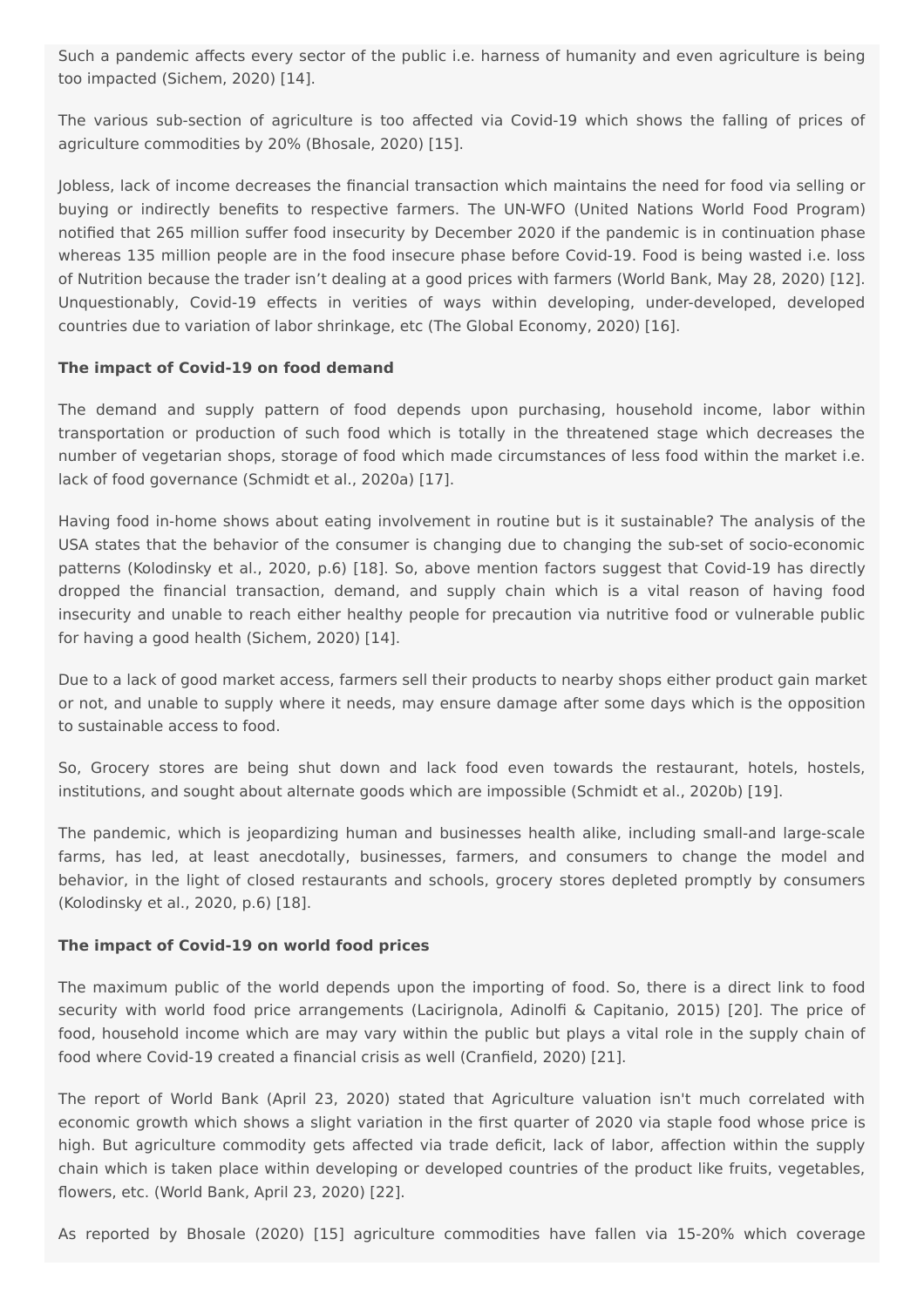Such a pandemic affects every sector of the public i.e. harness of humanity and even agriculture is being too impacted (Sichem, 2020) [14].

The various sub-section of agriculture is too affected via Covid-19 which shows the falling of prices of agriculture commodities by 20% (Bhosale, 2020) [15].

Jobless, lack of income decreases the financial transaction which maintains the need for food via selling or buying or indirectly benefits to respective farmers. The UN-WFO (United Nations World Food Program) notified that 265 million suffer food insecurity by December 2020 if the pandemic is in continuation phase whereas 135 million people are in the food insecure phase before Covid-19. Food is being wasted i.e. loss of Nutrition because the trader isn't dealing at a good prices with farmers (World Bank, May 28, 2020) [12]. Unquestionably, Covid-19 effects in verities of ways within developing, under-developed, developed countries due to variation of labor shrinkage, etc (The Global Economy, 2020) [16].

**The impact of Covid-19 on food demand**

The demand and supply pattern of food depends upon purchasing, household income, labor within transportation or production of such food which is totally in the threatened stage which decreases the number of vegetarian shops, storage of food which made circumstances of less food within the market i.e. lack of food governance (Schmidt et al., 2020a) [17].

Having food in-home shows about eating involvement in routine but is it sustainable? The analysis of the USA states that the behavior of the consumer is changing due to changing the sub-set of socio-economic patterns (Kolodinsky et al., 2020, p.6) [18]. So, above mention factors suggest that Covid-19 has directly dropped the financial transaction, demand, and supply chain which is a vital reason of having food insecurity and unable to reach either healthy people for precaution via nutritive food or vulnerable public for having a good health (Sichem, 2020) [14].

Due to a lack of good market access, farmers sell their products to nearby shops either product gain market or not, and unable to supply where it needs, may ensure damage after some days which is the opposition to sustainable access to food.

So, Grocery stores are being shut down and lack food even towards the restaurant, hotels, hostels, institutions, and sought about alternate goods which are impossible (Schmidt et al., 2020b) [19].

The pandemic, which is jeopardizing human and businesses health alike, including small-and large-scale farms, has led, at least anecdotally, businesses, farmers, and consumers to change the model and behavior, in the light of closed restaurants and schools, grocery stores depleted promptly by consumers (Kolodinsky et al., 2020, p.6) [18].

**The impact of Covid-19 on world food prices**

The maximum public of the world depends upon the importing of food. So, there is a direct link to food security with world food price arrangements (Lacirignola, Adinolfi & Capitanio, 2015) [20]. The price of food, household income which are may vary within the public but plays a vital role in the supply chain of food where Covid-19 created a financial crisis as well (Cranfield, 2020) [21].

The report of World Bank (April 23, 2020) stated that Agriculture valuation isn't much correlated with economic growth which shows a slight variation in the first quarter of 2020 via staple food whose price is high. But agriculture commodity gets affected via trade deficit, lack of labor, affection within the supply chain which is taken place within developing or developed countries of the product like fruits, vegetables, flowers, etc. (World Bank, April 23, 2020) [22].

As reported by Bhosale (2020) [15] agriculture commodities have fallen via 15-20% which coverage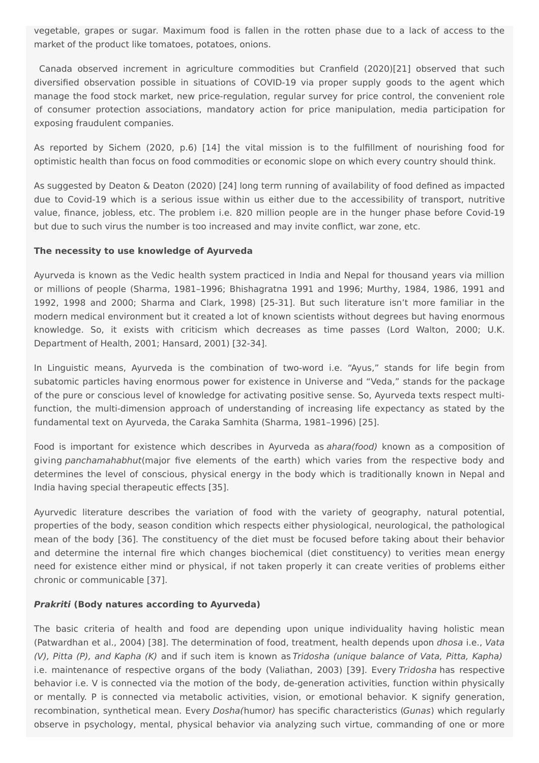vegetable, grapes or sugar. Maximum food is fallen in the rotten phase due to a lack of access to the market of the product like tomatoes, potatoes, onions.

Canada observed increment in agriculture commodities but Cranfield (2020)[21] observed that such diversified observation possible in situations of COVID-19 via proper supply goods to the agent which manage the food stock market, new price-regulation, regular survey for price control, the convenient role of consumer protection associations, mandatory action for price manipulation, media participation for exposing fraudulent companies.

As reported by Sichem (2020, p.6) [14] the vital mission is to the fulfillment of nourishing food for optimistic health than focus on food commodities or economic slope on which every country should think.

As suggested by Deaton & Deaton (2020) [24] long term running of availability of food defined as impacted due to Covid-19 which is a serious issue within us either due to the accessibility of transport, nutritive value, finance, jobless, etc. The problem i.e. 820 million people are in the hunger phase before Covid-19 but due to such virus the number is too increased and may invite conflict, war zone, etc.

**The necessity to use knowledge of Ayurveda**

Ayurveda is known as the Vedic health system practiced in India and Nepal for thousand years via million or millions of people (Sharma, 1981–1996; Bhishagratna 1991 and 1996; Murthy, 1984, 1986, 1991 and 1992, 1998 and 2000; Sharma and Clark, 1998) [25-31]. But such literature isn't more familiar in the modern medical environment but it created a lot of known scientists without degrees but having enormous knowledge. So, it exists with criticism which decreases as time passes (Lord Walton, 2000; U.K. Department of Health, 2001; Hansard, 2001) [32-34].

In Linguistic means, Ayurveda is the combination of two-word i.e. "Ayus," stands for life begin from subatomic particles having enormous power for existence in Universe and "Veda," stands for the package of the pure or conscious level of knowledge for activating positive sense. So, Ayurveda texts respect multi-function, the multi-dimension approach of understanding of increasing life expectancy as stated by the fundamental text on Ayurveda, the Caraka Samhita (Sharma, 1981–1996) [25].

Food is important for existence which describes in Ayurveda as *ahara(food)* known as a composition of giving *panchamahabhut*(major five elements of the earth) which varies from the respective body and determines the level of conscious, physical energy in the body which is traditionally known in Nepal and India having special therapeutic effects [35].

Ayurvedic literature describes the variation of food with the variety of geography, natural potential, properties of the body, season condition which respects either physiological, neurological, the pathological mean of the body [36]. The constituency of the diet must be focused before taking about their behavior and determine the internal fire which changes biochemical (diet constituency) to verities mean energy need for existence either mind or physical, if not taken properly it can create verities of problems either chronic or communicable [37].

***Prakriti* (Body natures according to Ayurveda)**

The basic criteria of health and food are depending upon unique individuality having holistic mean (Patwardhan et al., 2004) [38]. The determination of food, treatment, health depends upon *dhosa* i.e., *Vata (V), Pitta (P), and Kapha (K)* and if such item is known as *Tridosha (unique balance of Vata, Pitta, Kapha)* i.e. maintenance of respective organs of the body (Valiathan, 2003) [39]. Every *Tridosha* has respective behavior i.e. V is connected via the motion of the body, de-generation activities, function within physically or mentally. P is connected via metabolic activities, vision, or emotional behavior. K signify generation, recombination, synthetical mean. Every *Dosha(humor)* has specific characteristics (*Gunas*) which regularly observe in psychology, mental, physical behavior via analyzing such virtue, commanding of one or more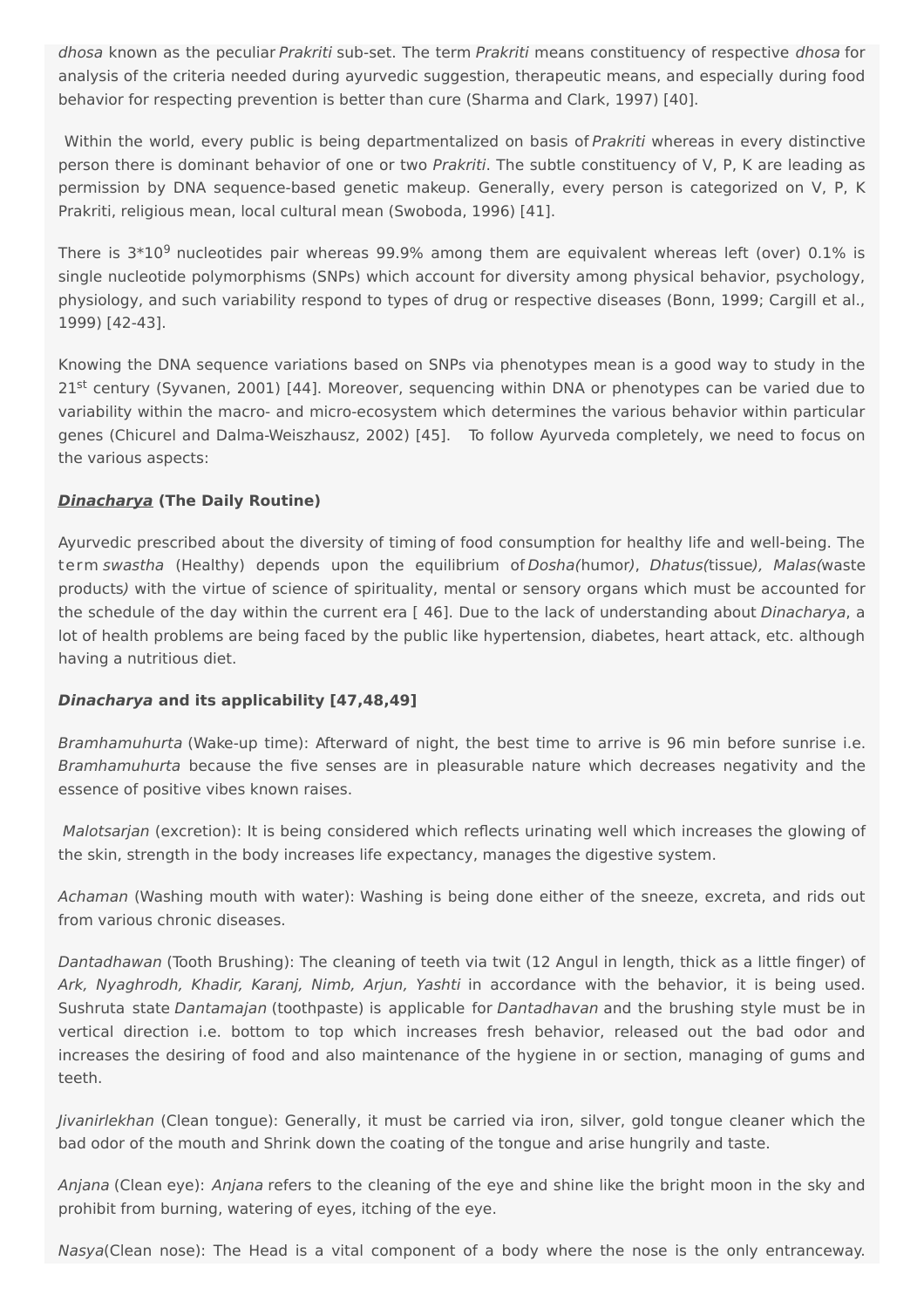*dhosa* known as the peculiar *Prakriti* sub-set. The term *Prakriti* means constituency of respective *dhosa* for analysis of the criteria needed during ayurvedic suggestion, therapeutic means, and especially during food behavior for respecting prevention is better than cure (Sharma and Clark, 1997) [40].

Within the world, every public is being departmentalized on basis of *Prakriti* whereas in every distinctive person there is dominant behavior of one or two *Prakriti*. The subtle constituency of V, P, K are leading as permission by DNA sequence-based genetic makeup. Generally, every person is categorized on V, P, K Prakriti, religious mean, local cultural mean (Swoboda, 1996) [41].

There is $3*10^9$ nucleotides pair whereas 99.9% among them are equivalent whereas left (over) 0.1% is single nucleotide polymorphisms (SNPs) which account for diversity among physical behavior, psychology, physiology, and such variability respond to types of drug or respective diseases (Bonn, 1999; Cargill et al., 1999) [42-43].

Knowing the DNA sequence variations based on SNPs via phenotypes mean is a good way to study in the 21st century (Syvanen, 2001) [44]. Moreover, sequencing within DNA or phenotypes can be varied due to variability within the macro- and micro-ecosystem which determines the various behavior within particular genes (Chicurel and Dalma-Weiszhausz, 2002) [45]. To follow Ayurveda completely, we need to focus on the various aspects:

***Dinacharya*** **(The Daily Routine)**

Ayurvedic prescribed about the diversity of timing of food consumption for healthy life and well-being. The term *swastha* (Healthy) depends upon the equilibrium of *Dosha(*humor*)*, *Dhatus(*tissue*), Malas(*waste products*)* with the virtue of science of spirituality, mental or sensory organs which must be accounted for the schedule of the day within the current era [ 46]. Due to the lack of understanding about *Dinacharya*, a lot of health problems are being faced by the public like hypertension, diabetes, heart attack, etc. although having a nutritious diet.

***Dinacharya*** **and its applicability [47,48,49]**

*Bramhamuhurta* (Wake-up time): Afterward of night, the best time to arrive is 96 min before sunrise i.e. *Bramhamuhurta* because the five senses are in pleasurable nature which decreases negativity and the essence of positive vibes known raises.

*Malotsarjan* (excretion): It is being considered which reflects urinating well which increases the glowing of the skin, strength in the body increases life expectancy, manages the digestive system.

*Achaman* (Washing mouth with water): Washing is being done either of the sneeze, excreta, and rids out from various chronic diseases.

*Dantadhawan* (Tooth Brushing): The cleaning of teeth via twit (12 Angul in length, thick as a little finger) of *Ark, Nyaghrodh, Khadir, Karanj, Nimb, Arjun, Yashti* in accordance with the behavior, it is being used. Sushruta state *Dantamajan* (toothpaste) is applicable for *Dantadhavan* and the brushing style must be in vertical direction i.e. bottom to top which increases fresh behavior, released out the bad odor and increases the desiring of food and also maintenance of the hygiene in or section, managing of gums and teeth.

*Jivanirlekhan* (Clean tongue): Generally, it must be carried via iron, silver, gold tongue cleaner which the bad odor of the mouth and Shrink down the coating of the tongue and arise hungrily and taste.

*Anjana* (Clean eye): *Anjana* refers to the cleaning of the eye and shine like the bright moon in the sky and prohibit from burning, watering of eyes, itching of the eye.

*Nasya*(Clean nose): The Head is a vital component of a body where the nose is the only entranceway.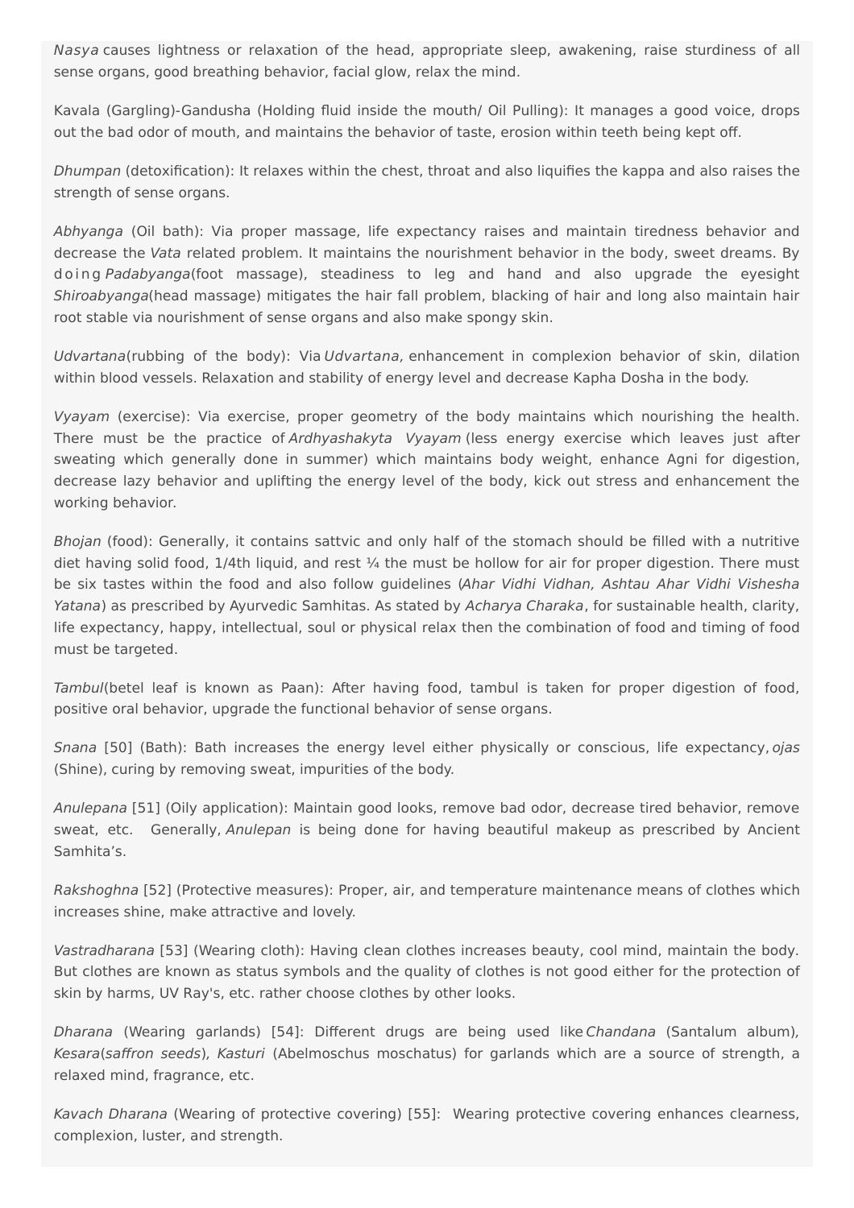*Nasya* causes lightness or relaxation of the head, appropriate sleep, awakening, raise sturdiness of all sense organs, good breathing behavior, facial glow, relax the mind.

Kavala (Gargling)-Gandusha (Holding fluid inside the mouth/ Oil Pulling): It manages a good voice, drops out the bad odor of mouth, and maintains the behavior of taste, erosion within teeth being kept off.

*Dhumpan* (detoxification): It relaxes within the chest, throat and also liquifies the kappa and also raises the strength of sense organs.

*Abhyanga* (Oil bath): Via proper massage, life expectancy raises and maintain tiredness behavior and decrease the *Vata* related problem. It maintains the nourishment behavior in the body, sweet dreams. By doing *Padabyanga*(foot massage), steadiness to leg and hand and also upgrade the eyesight *Shiroabyanga*(head massage) mitigates the hair fall problem, blacking of hair and long also maintain hair root stable via nourishment of sense organs and also make spongy skin.

*Udvartana*(rubbing of the body): Via *Udvartana,* enhancement in complexion behavior of skin, dilation within blood vessels. Relaxation and stability of energy level and decrease Kapha Dosha in the body.

*Vyayam* (exercise): Via exercise, proper geometry of the body maintains which nourishing the health. There must be the practice of *Ardhyashakyta Vyayam* (less energy exercise which leaves just after sweating which generally done in summer) which maintains body weight, enhance Agni for digestion, decrease lazy behavior and uplifting the energy level of the body, kick out stress and enhancement the working behavior.

*Bhojan* (food): Generally, it contains sattvic and only half of the stomach should be filled with a nutritive diet having solid food, 1/4th liquid, and rest ¼ the must be hollow for air for proper digestion. There must be six tastes within the food and also follow guidelines (*Ahar Vidhi Vidhan, Ashtau Ahar Vidhi Vishesha Yatana*) as prescribed by Ayurvedic Samhitas. As stated by *Acharya Charaka*, for sustainable health, clarity, life expectancy, happy, intellectual, soul or physical relax then the combination of food and timing of food must be targeted.

*Tambul*(betel leaf is known as Paan): After having food, tambul is taken for proper digestion of food, positive oral behavior, upgrade the functional behavior of sense organs.

*Snana* [50] (Bath): Bath increases the energy level either physically or conscious, life expectancy, *ojas* (Shine), curing by removing sweat, impurities of the body.

*Anulepana* [51] (Oily application): Maintain good looks, remove bad odor, decrease tired behavior, remove sweat, etc. Generally, *Anulepan* is being done for having beautiful makeup as prescribed by Ancient Samhita's.

*Rakshoghna* [52] (Protective measures): Proper, air, and temperature maintenance means of clothes which increases shine, make attractive and lovely.

*Vastradharana* [53] (Wearing cloth): Having clean clothes increases beauty, cool mind, maintain the body. But clothes are known as status symbols and the quality of clothes is not good either for the protection of skin by harms, UV Ray's, etc. rather choose clothes by other looks.

*Dharana* (Wearing garlands) [54]: Different drugs are being used like *Chandana* (Santalum album), *Kesara*(*saffron seeds*), *Kasturi* (Abelmoschus moschatus) for garlands which are a source of strength, a relaxed mind, fragrance, etc.

*Kavach Dharana* (Wearing of protective covering) [55]: Wearing protective covering enhances clearness, complexion, luster, and strength.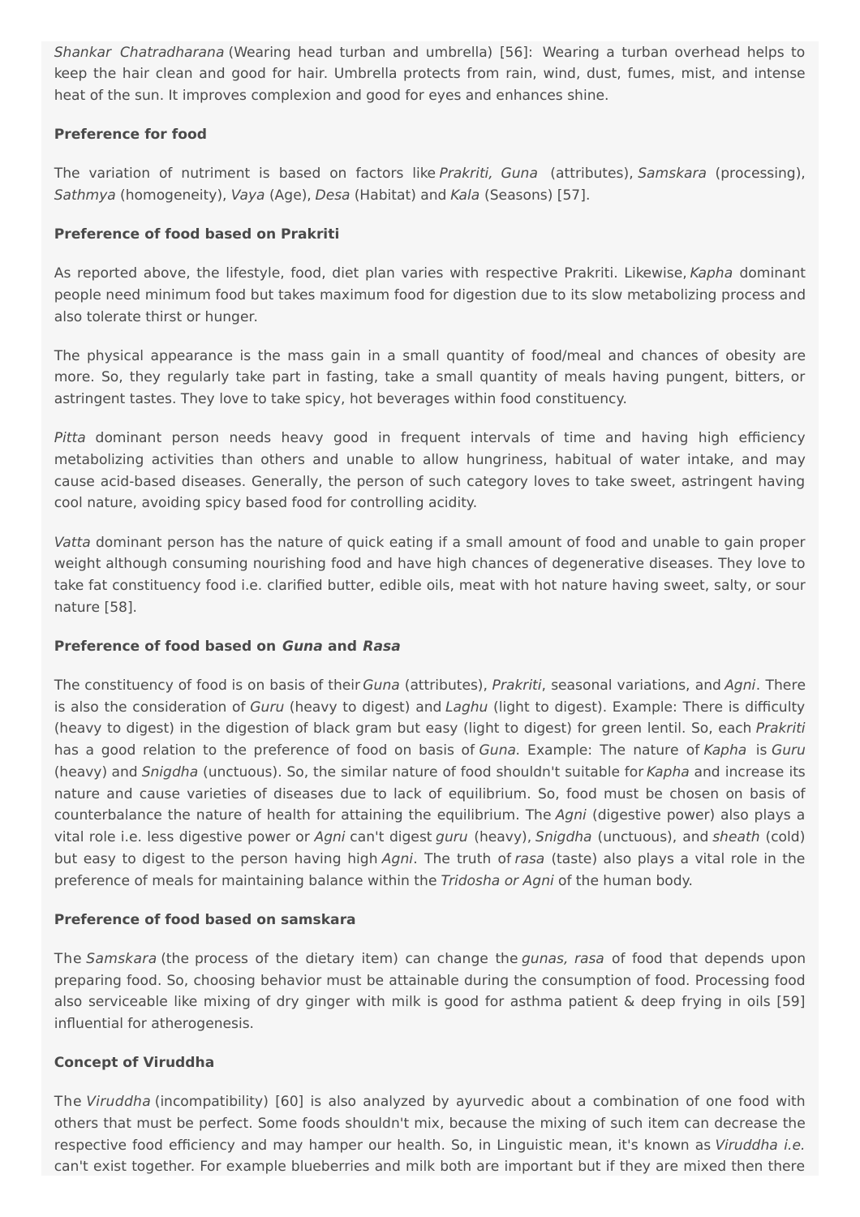*Shankar Chatradharana* (Wearing head turban and umbrella) [56]: Wearing a turban overhead helps to keep the hair clean and good for hair. Umbrella protects from rain, wind, dust, fumes, mist, and intense heat of the sun. It improves complexion and good for eyes and enhances shine.

**Preference for food**

The variation of nutriment is based on factors like *Prakriti, Guna* (attributes), *Samskara* (processing), *Sathmya* (homogeneity), *Vaya* (Age), *Desa* (Habitat) and *Kala* (Seasons) [57].

**Preference of food based on Prakriti**

As reported above, the lifestyle, food, diet plan varies with respective Prakriti. Likewise, *Kapha* dominant people need minimum food but takes maximum food for digestion due to its slow metabolizing process and also tolerate thirst or hunger.

The physical appearance is the mass gain in a small quantity of food/meal and chances of obesity are more. So, they regularly take part in fasting, take a small quantity of meals having pungent, bitters, or astringent tastes. They love to take spicy, hot beverages within food constituency.

*Pitta* dominant person needs heavy good in frequent intervals of time and having high efficiency metabolizing activities than others and unable to allow hungriness, habitual of water intake, and may cause acid-based diseases. Generally, the person of such category loves to take sweet, astringent having cool nature, avoiding spicy based food for controlling acidity.

*Vatta* dominant person has the nature of quick eating if a small amount of food and unable to gain proper weight although consuming nourishing food and have high chances of degenerative diseases. They love to take fat constituency food i.e. clarified butter, edible oils, meat with hot nature having sweet, salty, or sour nature [58].

**Preference of food based on *Guna* and *Rasa***

The constituency of food is on basis of their *Guna* (attributes), *Prakriti*, seasonal variations, and *Agni*. There is also the consideration of *Guru* (heavy to digest) and *Laghu* (light to digest). Example: There is difficulty (heavy to digest) in the digestion of black gram but easy (light to digest) for green lentil. So, each *Prakriti* has a good relation to the preference of food on basis of *Guna*. Example: The nature of *Kapha* is *Guru* (heavy) and *Snigdha* (unctuous). So, the similar nature of food shouldn't suitable for *Kapha* and increase its nature and cause varieties of diseases due to lack of equilibrium. So, food must be chosen on basis of counterbalance the nature of health for attaining the equilibrium. The *Agni* (digestive power) also plays a vital role i.e. less digestive power or *Agni* can't digest *guru* (heavy), *Snigdha* (unctuous), and *sheath* (cold) but easy to digest to the person having high *Agni*. The truth of *rasa* (taste) also plays a vital role in the preference of meals for maintaining balance within the *Tridosha or Agni* of the human body.

**Preference of food based on samskara**

The *Samskara* (the process of the dietary item) can change the *gunas, rasa* of food that depends upon preparing food. So, choosing behavior must be attainable during the consumption of food. Processing food also serviceable like mixing of dry ginger with milk is good for asthma patient & deep frying in oils [59] influential for atherogenesis.

**Concept of Viruddha**

The *Viruddha* (incompatibility) [60] is also analyzed by ayurvedic about a combination of one food with others that must be perfect. Some foods shouldn't mix, because the mixing of such item can decrease the respective food efficiency and may hamper our health. So, in Linguistic mean, it's known as *Viruddha i.e.* can't exist together. For example blueberries and milk both are important but if they are mixed then there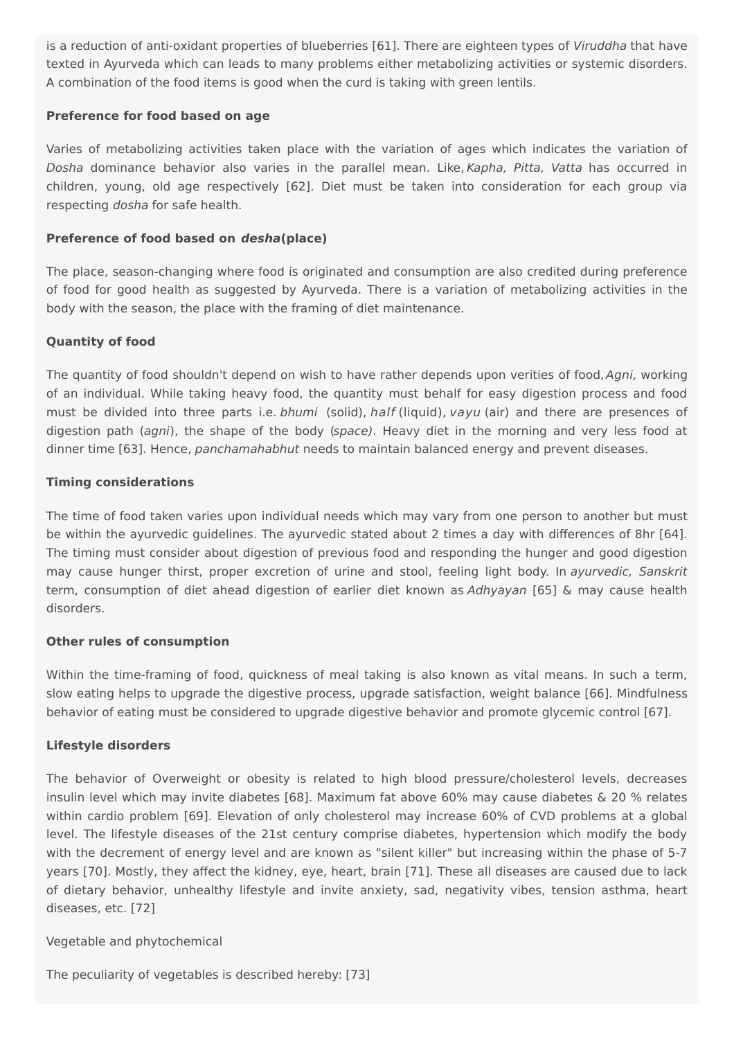is a reduction of anti-oxidant properties of blueberries [61]. There are eighteen types of *Viruddha* that have texted in Ayurveda which can leads to many problems either metabolizing activities or systemic disorders. A combination of the food items is good when the curd is taking with green lentils.

**Preference for food based on age**

Varies of metabolizing activities taken place with the variation of ages which indicates the variation of *Dosha* dominance behavior also varies in the parallel mean. Like, *Kapha, Pitta, Vatta* has occurred in children, young, old age respectively [62]. Diet must be taken into consideration for each group via respecting *dosha* for safe health.

**Preference of food based on *desha*(place)**

The place, season-changing where food is originated and consumption are also credited during preference of food for good health as suggested by Ayurveda. There is a variation of metabolizing activities in the body with the season, the place with the framing of diet maintenance.

**Quantity of food**

The quantity of food shouldn't depend on wish to have rather depends upon verities of food, *Agni,* working of an individual. While taking heavy food, the quantity must behalf for easy digestion process and food must be divided into three parts i.e. *bhumi* (solid), *half* (liquid), *vayu* (air) and there are presences of digestion path (*agni*), the shape of the body (*space)*. Heavy diet in the morning and very less food at dinner time [63]. Hence, *panchamahabhut* needs to maintain balanced energy and prevent diseases.

**Timing considerations**

The time of food taken varies upon individual needs which may vary from one person to another but must be within the ayurvedic guidelines. The ayurvedic stated about 2 times a day with differences of 8hr [64]. The timing must consider about digestion of previous food and responding the hunger and good digestion may cause hunger thirst, proper excretion of urine and stool, feeling light body. In *ayurvedic, Sanskrit* term, consumption of diet ahead digestion of earlier diet known as *Adhyayan* [65] & may cause health disorders.

**Other rules of consumption**

Within the time-framing of food, quickness of meal taking is also known as vital means. In such a term, slow eating helps to upgrade the digestive process, upgrade satisfaction, weight balance [66]. Mindfulness behavior of eating must be considered to upgrade digestive behavior and promote glycemic control [67].

**Lifestyle disorders**

The behavior of Overweight or obesity is related to high blood pressure/cholesterol levels, decreases insulin level which may invite diabetes [68]. Maximum fat above 60% may cause diabetes & 20 % relates within cardio problem [69]. Elevation of only cholesterol may increase 60% of CVD problems at a global level. The lifestyle diseases of the 21st century comprise diabetes, hypertension which modify the body with the decrement of energy level and are known as "silent killer" but increasing within the phase of 5-7 years [70]. Mostly, they affect the kidney, eye, heart, brain [71]. These all diseases are caused due to lack of dietary behavior, unhealthy lifestyle and invite anxiety, sad, negativity vibes, tension asthma, heart diseases, etc. [72]

Vegetable and phytochemical

The peculiarity of vegetables is described hereby: [73]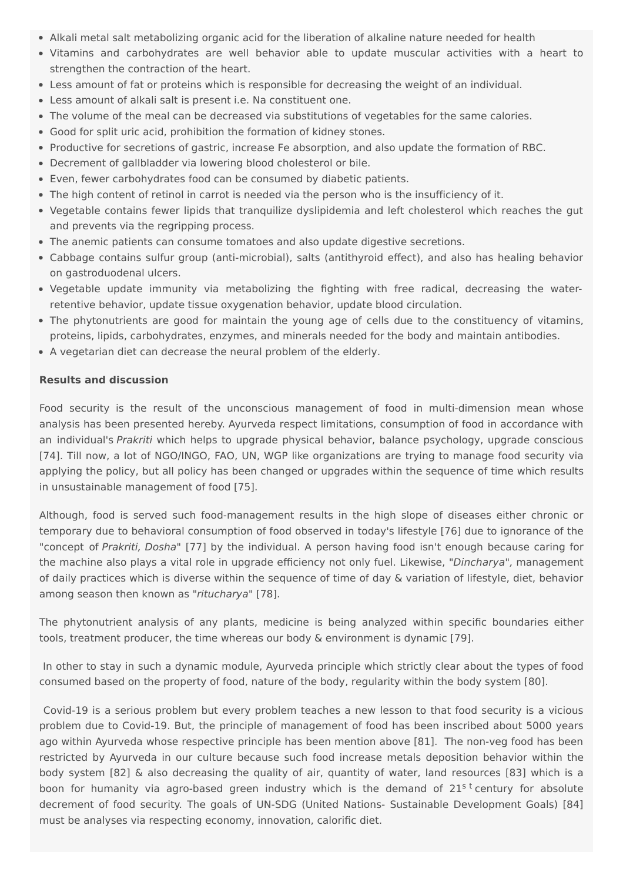- Alkali metal salt metabolizing organic acid for the liberation of alkaline nature needed for health
- Vitamins and carbohydrates are well behavior able to update muscular activities with a heart to strengthen the contraction of the heart.
- Less amount of fat or proteins which is responsible for decreasing the weight of an individual.
- Less amount of alkali salt is present i.e. Na constituent one.
- The volume of the meal can be decreased via substitutions of vegetables for the same calories.
- Good for split uric acid, prohibition the formation of kidney stones.
- Productive for secretions of gastric, increase Fe absorption, and also update the formation of RBC.
- Decrement of gallbladder via lowering blood cholesterol or bile.
- Even, fewer carbohydrates food can be consumed by diabetic patients.
- The high content of retinol in carrot is needed via the person who is the insufficiency of it.
- Vegetable contains fewer lipids that tranquilize dyslipidemia and left cholesterol which reaches the gut and prevents via the regripping process.
- The anemic patients can consume tomatoes and also update digestive secretions.
- Cabbage contains sulfur group (anti-microbial), salts (antithyroid effect), and also has healing behavior on gastroduodenal ulcers.
- Vegetable update immunity via metabolizing the fighting with free radical, decreasing the water-retentive behavior, update tissue oxygenation behavior, update blood circulation.
- The phytonutrients are good for maintain the young age of cells due to the constituency of vitamins, proteins, lipids, carbohydrates, enzymes, and minerals needed for the body and maintain antibodies.
- A vegetarian diet can decrease the neural problem of the elderly.

**Results and discussion**

Food security is the result of the unconscious management of food in multi-dimension mean whose analysis has been presented hereby. Ayurveda respect limitations, consumption of food in accordance with an individual's *Prakriti* which helps to upgrade physical behavior, balance psychology, upgrade conscious [74]. Till now, a lot of NGO/INGO, FAO, UN, WGP like organizations are trying to manage food security via applying the policy, but all policy has been changed or upgrades within the sequence of time which results in unsustainable management of food [75].

Although, food is served such food-management results in the high slope of diseases either chronic or temporary due to behavioral consumption of food observed in today's lifestyle [76] due to ignorance of the "concept of *Prakriti, Dosha*" [77] by the individual. A person having food isn't enough because caring for the machine also plays a vital role in upgrade efficiency not only fuel. Likewise, "*Dincharya*", management of daily practices which is diverse within the sequence of time of day & variation of lifestyle, diet, behavior among season then known as "*ritucharya*" [78].

The phytonutrient analysis of any plants, medicine is being analyzed within specific boundaries either tools, treatment producer, the time whereas our body & environment is dynamic [79].

In other to stay in such a dynamic module, Ayurveda principle which strictly clear about the types of food consumed based on the property of food, nature of the body, regularity within the body system [80].

Covid-19 is a serious problem but every problem teaches a new lesson to that food security is a vicious problem due to Covid-19. But, the principle of management of food has been inscribed about 5000 years ago within Ayurveda whose respective principle has been mention above [81]. The non-veg food has been restricted by Ayurveda in our culture because such food increase metals deposition behavior within the body system [82] & also decreasing the quality of air, quantity of water, land resources [83] which is a boon for humanity via agro-based green industry which is the demand of 21st century for absolute decrement of food security. The goals of UN-SDG (United Nations- Sustainable Development Goals) [84] must be analyses via respecting economy, innovation, calorific diet.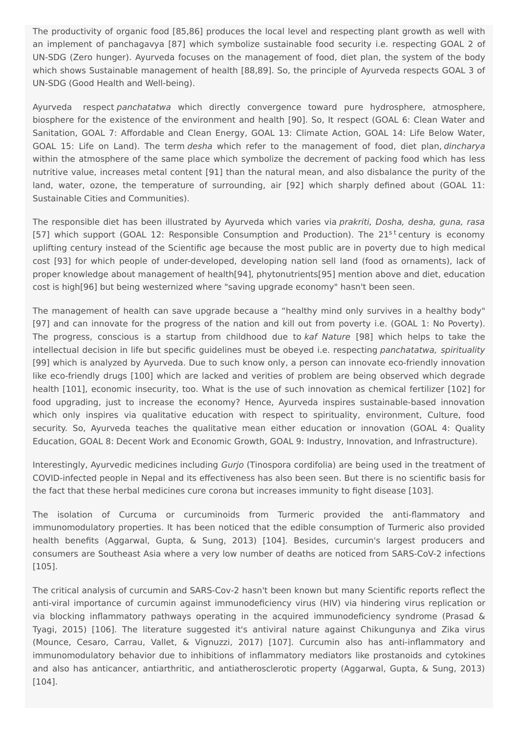The productivity of organic food [85,86] produces the local level and respecting plant growth as well with an implement of panchagavya [87] which symbolize sustainable food security i.e. respecting GOAL 2 of UN-SDG (Zero hunger). Ayurveda focuses on the management of food, diet plan, the system of the body which shows Sustainable management of health [88,89]. So, the principle of Ayurveda respects GOAL 3 of UN-SDG (Good Health and Well-being).

Ayurveda respect *panchatatwa* which directly convergence toward pure hydrosphere, atmosphere, biosphere for the existence of the environment and health [90]. So, It respect (GOAL 6: Clean Water and Sanitation, GOAL 7: Affordable and Clean Energy, GOAL 13: Climate Action, GOAL 14: Life Below Water, GOAL 15: Life on Land). The term *desha* which refer to the management of food, diet plan, *dincharya* within the atmosphere of the same place which symbolize the decrement of packing food which has less nutritive value, increases metal content [91] than the natural mean, and also disbalance the purity of the land, water, ozone, the temperature of surrounding, air [92] which sharply defined about (GOAL 11: Sustainable Cities and Communities).

The responsible diet has been illustrated by Ayurveda which varies via *prakriti, Dosha, desha, guna, rasa* [57] which support (GOAL 12: Responsible Consumption and Production). The $21^{st}$ century is economy uplifting century instead of the Scientific age because the most public are in poverty due to high medical cost [93] for which people of under-developed, developing nation sell land (food as ornaments), lack of proper knowledge about management of health[94], phytonutrients[95] mention above and diet, education cost is high[96] but being westernized where "saving upgrade economy" hasn't been seen.

The management of health can save upgrade because a “healthy mind only survives in a healthy body" [97] and can innovate for the progress of the nation and kill out from poverty i.e. (GOAL 1: No Poverty). The progress, conscious is a startup from childhood due to *kaf Nature* [98] which helps to take the intellectual decision in life but specific guidelines must be obeyed i.e. respecting *panchatatwa, spirituality* [99] which is analyzed by Ayurveda. Due to such know only, a person can innovate eco-friendly innovation like eco-friendly drugs [100] which are lacked and verities of problem are being observed which degrade health [101], economic insecurity, too. What is the use of such innovation as chemical fertilizer [102] for food upgrading, just to increase the economy? Hence, Ayurveda inspires sustainable-based innovation which only inspires via qualitative education with respect to spirituality, environment, Culture, food security. So, Ayurveda teaches the qualitative mean either education or innovation (GOAL 4: Quality Education, GOAL 8: Decent Work and Economic Growth, GOAL 9: Industry, Innovation, and Infrastructure).

Interestingly, Ayurvedic medicines including *Gurjo* (Tinospora cordifolia) are being used in the treatment of COVID-infected people in Nepal and its effectiveness has also been seen. But there is no scientific basis for the fact that these herbal medicines cure corona but increases immunity to fight disease [103].

The isolation of Curcuma or curcuminoids from Turmeric provided the anti-flammatory and immunomodulatory properties. It has been noticed that the edible consumption of Turmeric also provided health benefits (Aggarwal, Gupta, & Sung, 2013) [104]. Besides, curcumin's largest producers and consumers are Southeast Asia where a very low number of deaths are noticed from SARS-CoV-2 infections [105].

The critical analysis of curcumin and SARS-Cov-2 hasn't been known but many Scientific reports reflect the anti-viral importance of curcumin against immunodeficiency virus (HIV) via hindering virus replication or via blocking inflammatory pathways operating in the acquired immunodeficiency syndrome (Prasad & Tyagi, 2015) [106]. The literature suggested it's antiviral nature against Chikungunya and Zika virus (Mounce, Cesaro, Carrau, Vallet, & Vignuzzi, 2017) [107]. Curcumin also has anti-inflammatory and immunomodulatory behavior due to inhibitions of inflammatory mediators like prostanoids and cytokines and also has anticancer, antiarthritic, and antiatherosclerotic property (Aggarwal, Gupta, & Sung, 2013) [104].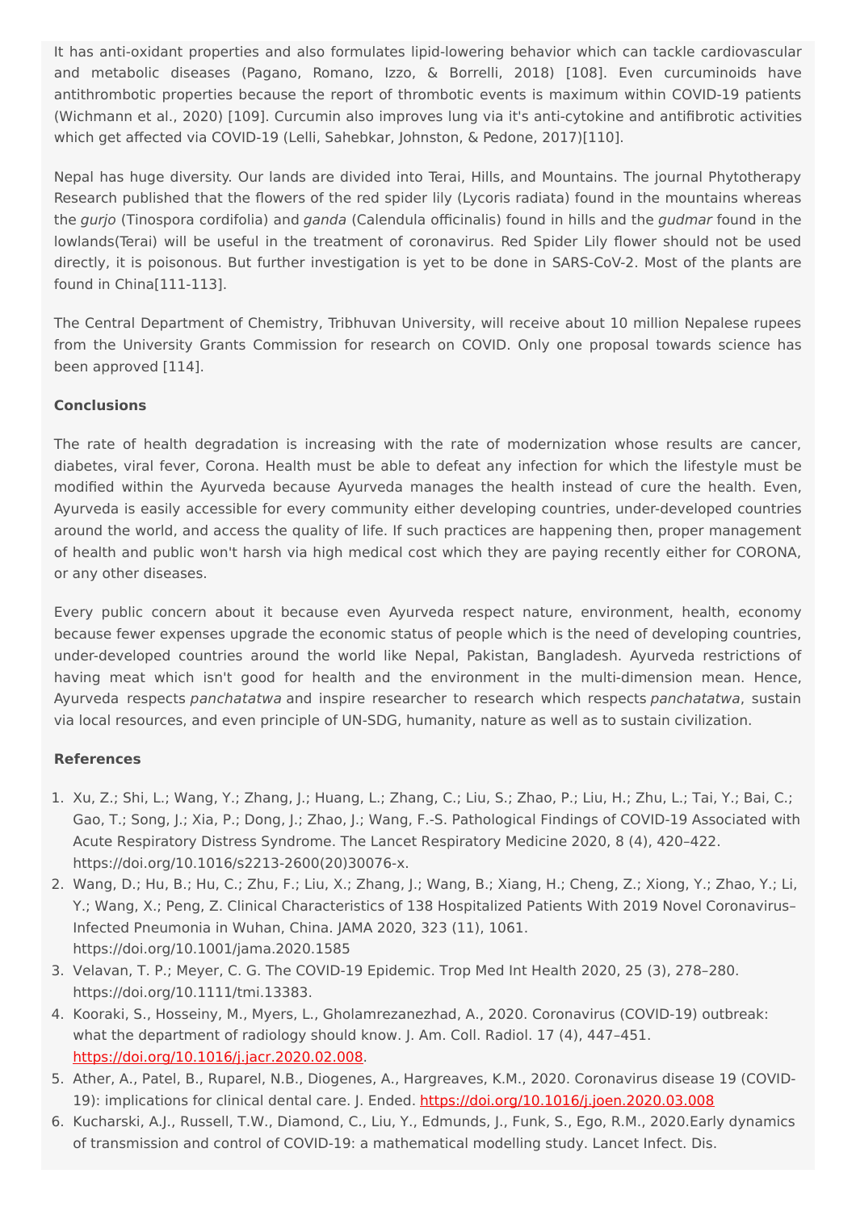It has anti-oxidant properties and also formulates lipid-lowering behavior which can tackle cardiovascular and metabolic diseases (Pagano, Romano, Izzo, & Borrelli, 2018) [108]. Even curcuminoids have antithrombotic properties because the report of thrombotic events is maximum within COVID-19 patients (Wichmann et al., 2020) [109]. Curcumin also improves lung via it's anti-cytokine and antifibrotic activities which get affected via COVID-19 (Lelli, Sahebkar, Johnston, & Pedone, 2017)[110].

Nepal has huge diversity. Our lands are divided into Terai, Hills, and Mountains. The journal Phytotherapy Research published that the flowers of the red spider lily (Lycoris radiata) found in the mountains whereas the *gurjo* (Tinospora cordifolia) and *ganda* (Calendula officinalis) found in hills and the *gudmar* found in the lowlands(Terai) will be useful in the treatment of coronavirus. Red Spider Lily flower should not be used directly, it is poisonous. But further investigation is yet to be done in SARS-CoV-2. Most of the plants are found in China[111-113].

The Central Department of Chemistry, Tribhuvan University, will receive about 10 million Nepalese rupees from the University Grants Commission for research on COVID. Only one proposal towards science has been approved [114].

**Conclusions**

The rate of health degradation is increasing with the rate of modernization whose results are cancer, diabetes, viral fever, Corona. Health must be able to defeat any infection for which the lifestyle must be modified within the Ayurveda because Ayurveda manages the health instead of cure the health. Even, Ayurveda is easily accessible for every community either developing countries, under-developed countries around the world, and access the quality of life. If such practices are happening then, proper management of health and public won't harsh via high medical cost which they are paying recently either for CORONA, or any other diseases.

Every public concern about it because even Ayurveda respect nature, environment, health, economy because fewer expenses upgrade the economic status of people which is the need of developing countries, under-developed countries around the world like Nepal, Pakistan, Bangladesh. Ayurveda restrictions of having meat which isn't good for health and the environment in the multi-dimension mean. Hence, Ayurveda respects *panchatatwa* and inspire researcher to research which respects *panchatatwa*, sustain via local resources, and even principle of UN-SDG, humanity, nature as well as to sustain civilization.

**References**

1. Xu, Z.; Shi, L.; Wang, Y.; Zhang, J.; Huang, L.; Zhang, C.; Liu, S.; Zhao, P.; Liu, H.; Zhu, L.; Tai, Y.; Bai, C.; Gao, T.; Song, J.; Xia, P.; Dong, J.; Zhao, J.; Wang, F.-S. Pathological Findings of COVID-19 Associated with Acute Respiratory Distress Syndrome. The Lancet Respiratory Medicine 2020, 8 (4), 420–422. https://doi.org/10.1016/s2213-2600(20)30076-x.
2. Wang, D.; Hu, B.; Hu, C.; Zhu, F.; Liu, X.; Zhang, J.; Wang, B.; Xiang, H.; Cheng, Z.; Xiong, Y.; Zhao, Y.; Li, Y.; Wang, X.; Peng, Z. Clinical Characteristics of 138 Hospitalized Patients With 2019 Novel Coronavirus–Infected Pneumonia in Wuhan, China. JAMA 2020, 323 (11), 1061. https://doi.org/10.1001/jama.2020.1585
3. Velavan, T. P.; Meyer, C. G. The COVID-19 Epidemic. Trop Med Int Health 2020, 25 (3), 278–280. https://doi.org/10.1111/tmi.13383.
4. Kooraki, S., Hosseiny, M., Myers, L., Gholamrezanezhad, A., 2020. Coronavirus (COVID-19) outbreak: what the department of radiology should know. J. Am. Coll. Radiol. 17 (4), 447–451. https://doi.org/10.1016/j.jacr.2020.02.008.
5. Ather, A., Patel, B., Ruparel, N.B., Diogenes, A., Hargreaves, K.M., 2020. Coronavirus disease 19 (COVID-19): implications for clinical dental care. J. Ended. https://doi.org/10.1016/j.joen.2020.03.008
6. Kucharski, A.J., Russell, T.W., Diamond, C., Liu, Y., Edmunds, J., Funk, S., Ego, R.M., 2020.Early dynamics of transmission and control of COVID-19: a mathematical modelling study. Lancet Infect. Dis.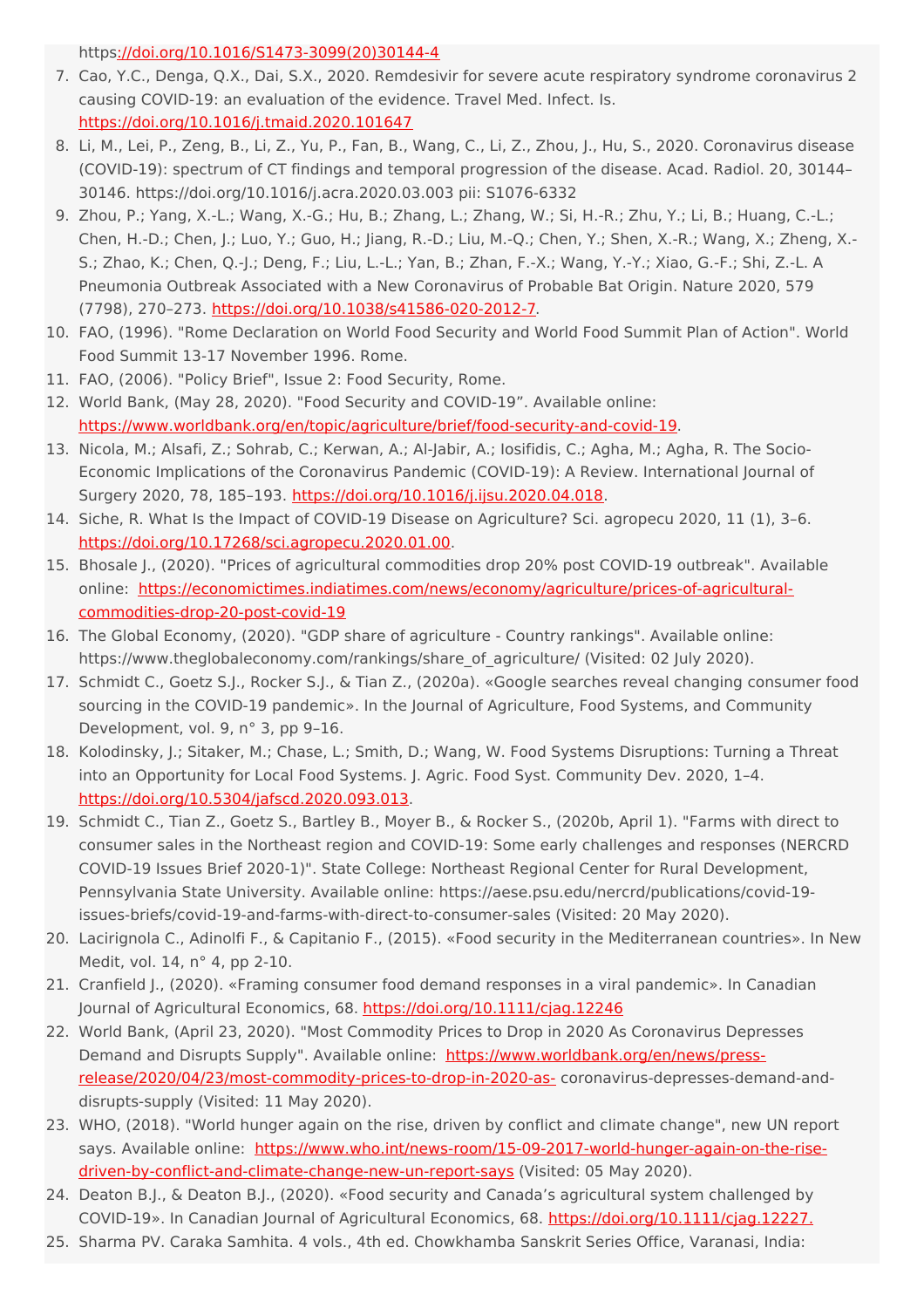https://doi.org/10.1016/S1473-3099(20)30144-4

7. Cao, Y.C., Denga, Q.X., Dai, S.X., 2020. Remdesivir for severe acute respiratory syndrome coronavirus 2 causing COVID-19: an evaluation of the evidence. Travel Med. Infect. Is. https://doi.org/10.1016/j.tmaid.2020.101647
8. Li, M., Lei, P., Zeng, B., Li, Z., Yu, P., Fan, B., Wang, C., Li, Z., Zhou, J., Hu, S., 2020. Coronavirus disease (COVID-19): spectrum of CT findings and temporal progression of the disease. Acad. Radiol. 20, 30144–30146. https://doi.org/10.1016/j.acra.2020.03.003 pii: S1076-6332
9. Zhou, P.; Yang, X.-L.; Wang, X.-G.; Hu, B.; Zhang, L.; Zhang, W.; Si, H.-R.; Zhu, Y.; Li, B.; Huang, C.-L.; Chen, H.-D.; Chen, J.; Luo, Y.; Guo, H.; Jiang, R.-D.; Liu, M.-Q.; Chen, Y.; Shen, X.-R.; Wang, X.; Zheng, X.-S.; Zhao, K.; Chen, Q.-J.; Deng, F.; Liu, L.-L.; Yan, B.; Zhan, F.-X.; Wang, Y.-Y.; Xiao, G.-F.; Shi, Z.-L. A Pneumonia Outbreak Associated with a New Coronavirus of Probable Bat Origin. Nature 2020, 579 (7798), 270–273. https://doi.org/10.1038/s41586-020-2012-7.
10. FAO, (1996). "Rome Declaration on World Food Security and World Food Summit Plan of Action". World Food Summit 13-17 November 1996. Rome.
11. FAO, (2006). "Policy Brief", Issue 2: Food Security, Rome.
12. World Bank, (May 28, 2020). "Food Security and COVID-19". Available online: https://www.worldbank.org/en/topic/agriculture/brief/food-security-and-covid-19.
13. Nicola, M.; Alsafi, Z.; Sohrab, C.; Kerwan, A.; Al-Jabir, A.; Iosifidis, C.; Agha, M.; Agha, R. The Socio-Economic Implications of the Coronavirus Pandemic (COVID-19): A Review. International Journal of Surgery 2020, 78, 185–193. https://doi.org/10.1016/j.ijsu.2020.04.018.
14. Siche, R. What Is the Impact of COVID-19 Disease on Agriculture? Sci. agropecu 2020, 11 (1), 3–6. https://doi.org/10.17268/sci.agropecu.2020.01.00.
15. Bhosale J., (2020). "Prices of agricultural commodities drop 20% post COVID-19 outbreak". Available online: https://economictimes.indiatimes.com/news/economy/agriculture/prices-of-agricultural-commodities-drop-20-post-covid-19
16. The Global Economy, (2020). "GDP share of agriculture - Country rankings". Available online: https://www.theglobaleconomy.com/rankings/share_of_agriculture/ (Visited: 02 July 2020).
17. Schmidt C., Goetz S.J., Rocker S.J., & Tian Z., (2020a). «Google searches reveal changing consumer food sourcing in the COVID-19 pandemic». In the Journal of Agriculture, Food Systems, and Community Development, vol. 9, n° 3, pp 9–16.
18. Kolodinsky, J.; Sitaker, M.; Chase, L.; Smith, D.; Wang, W. Food Systems Disruptions: Turning a Threat into an Opportunity for Local Food Systems. J. Agric. Food Syst. Community Dev. 2020, 1–4. https://doi.org/10.5304/jafscd.2020.093.013.
19. Schmidt C., Tian Z., Goetz S., Bartley B., Moyer B., & Rocker S., (2020b, April 1). "Farms with direct to consumer sales in the Northeast region and COVID-19: Some early challenges and responses (NERCRD COVID-19 Issues Brief 2020-1)". State College: Northeast Regional Center for Rural Development, Pennsylvania State University. Available online: https://aese.psu.edu/nercrd/publications/covid-19-issues-briefs/covid-19-and-farms-with-direct-to-consumer-sales (Visited: 20 May 2020).
20. Lacirignola C., Adinolfi F., & Capitanio F., (2015). «Food security in the Mediterranean countries». In New Medit, vol. 14, n° 4, pp 2-10.
21. Cranfield J., (2020). «Framing consumer food demand responses in a viral pandemic». In Canadian Journal of Agricultural Economics, 68. https://doi.org/10.1111/cjag.12246
22. World Bank, (April 23, 2020). "Most Commodity Prices to Drop in 2020 As Coronavirus Depresses Demand and Disrupts Supply". Available online: https://www.worldbank.org/en/news/press-release/2020/04/23/most-commodity-prices-to-drop-in-2020-as- coronavirus-depresses-demand-and-disrupts-supply (Visited: 11 May 2020).
23. WHO, (2018). "World hunger again on the rise, driven by conflict and climate change", new UN report says. Available online: https://www.who.int/news-room/15-09-2017-world-hunger-again-on-the-rise-driven-by-conflict-and-climate-change-new-un-report-says (Visited: 05 May 2020).
24. Deaton B.J., & Deaton B.J., (2020). «Food security and Canada's agricultural system challenged by COVID-19». In Canadian Journal of Agricultural Economics, 68. https://doi.org/10.1111/cjag.12227.
25. Sharma PV. Caraka Samhita. 4 vols., 4th ed. Chowkhamba Sanskrit Series Office, Varanasi, India: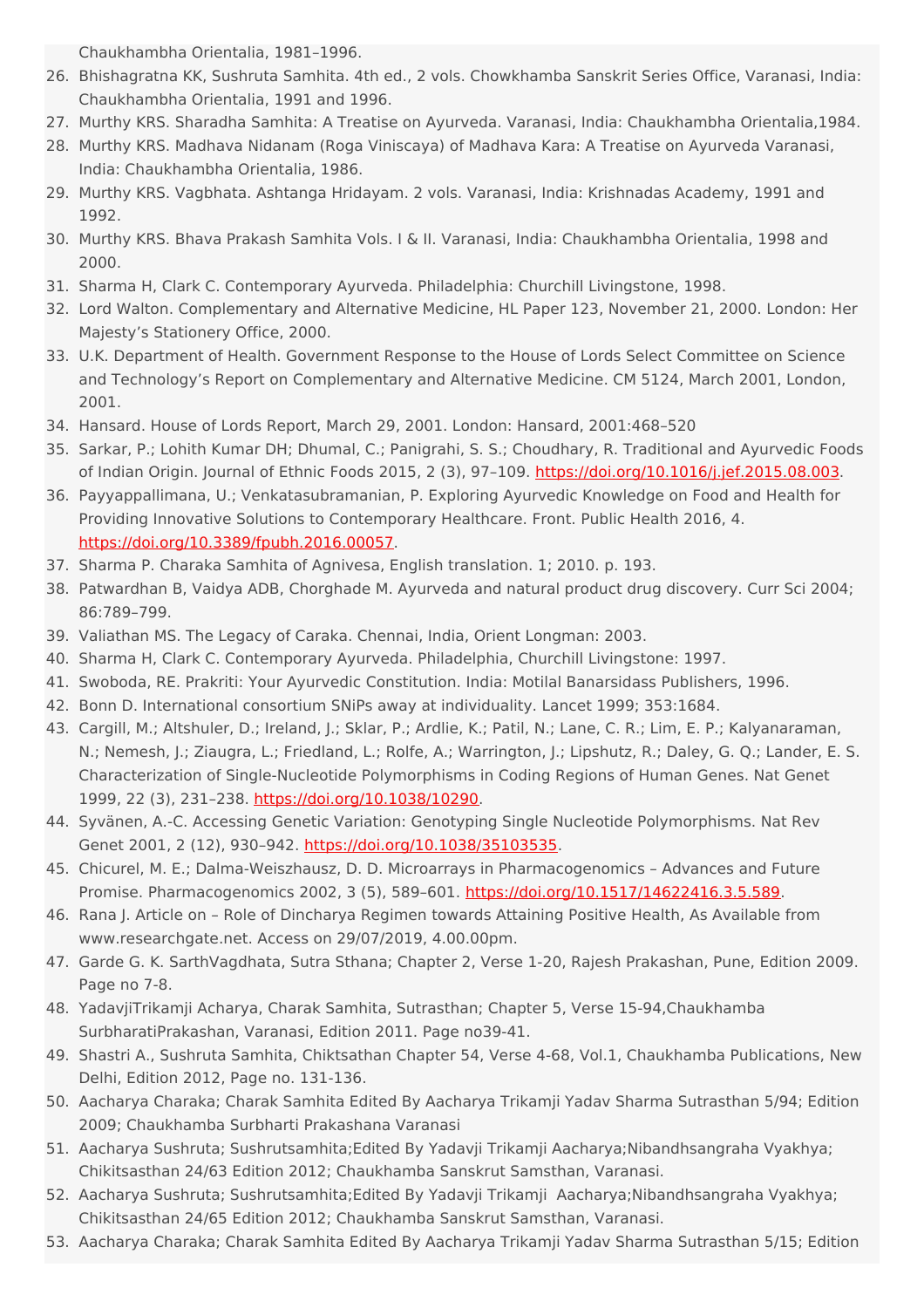Chaukhambha Orientalia, 1981–1996.

26. Bhishagratna KK, Sushruta Samhita. 4th ed., 2 vols. Chowkhamba Sanskrit Series Office, Varanasi, India: Chaukhambha Orientalia, 1991 and 1996.
27. Murthy KRS. Sharadha Samhita: A Treatise on Ayurveda. Varanasi, India: Chaukhambha Orientalia,1984.
28. Murthy KRS. Madhava Nidanam (Roga Viniscaya) of Madhava Kara: A Treatise on Ayurveda Varanasi, India: Chaukhambha Orientalia, 1986.
29. Murthy KRS. Vagbhata. Ashtanga Hridayam. 2 vols. Varanasi, India: Krishnadas Academy, 1991 and 1992.
30. Murthy KRS. Bhava Prakash Samhita Vols. I & II. Varanasi, India: Chaukhambha Orientalia, 1998 and 2000.
31. Sharma H, Clark C. Contemporary Ayurveda. Philadelphia: Churchill Livingstone, 1998.
32. Lord Walton. Complementary and Alternative Medicine, HL Paper 123, November 21, 2000. London: Her Majesty's Stationery Office, 2000.
33. U.K. Department of Health. Government Response to the House of Lords Select Committee on Science and Technology's Report on Complementary and Alternative Medicine. CM 5124, March 2001, London, 2001.
34. Hansard. House of Lords Report, March 29, 2001. London: Hansard, 2001:468–520
35. Sarkar, P.; Lohith Kumar DH; Dhumal, C.; Panigrahi, S. S.; Choudhary, R. Traditional and Ayurvedic Foods of Indian Origin. Journal of Ethnic Foods 2015, 2 (3), 97–109. https://doi.org/10.1016/j.jef.2015.08.003.
36. Payyappallimana, U.; Venkatasubramanian, P. Exploring Ayurvedic Knowledge on Food and Health for Providing Innovative Solutions to Contemporary Healthcare. Front. Public Health 2016, 4. https://doi.org/10.3389/fpubh.2016.00057.
37. Sharma P. Charaka Samhita of Agnivesa, English translation. 1; 2010. p. 193.
38. Patwardhan B, Vaidya ADB, Chorghade M. Ayurveda and natural product drug discovery. Curr Sci 2004; 86:789–799.
39. Valiathan MS. The Legacy of Caraka. Chennai, India, Orient Longman: 2003.
40. Sharma H, Clark C. Contemporary Ayurveda. Philadelphia, Churchill Livingstone: 1997.
41. Swoboda, RE. Prakriti: Your Ayurvedic Constitution. India: Motilal Banarsidass Publishers, 1996.
42. Bonn D. International consortium SNiPs away at individuality. Lancet 1999; 353:1684.
43. Cargill, M.; Altshuler, D.; Ireland, J.; Sklar, P.; Ardlie, K.; Patil, N.; Lane, C. R.; Lim, E. P.; Kalyanaraman, N.; Nemesh, J.; Ziaugra, L.; Friedland, L.; Rolfe, A.; Warrington, J.; Lipshutz, R.; Daley, G. Q.; Lander, E. S. Characterization of Single-Nucleotide Polymorphisms in Coding Regions of Human Genes. Nat Genet 1999, 22 (3), 231–238. https://doi.org/10.1038/10290.
44. Syvänen, A.-C. Accessing Genetic Variation: Genotyping Single Nucleotide Polymorphisms. Nat Rev Genet 2001, 2 (12), 930–942. https://doi.org/10.1038/35103535.
45. Chicurel, M. E.; Dalma-Weiszhausz, D. D. Microarrays in Pharmacogenomics – Advances and Future Promise. Pharmacogenomics 2002, 3 (5), 589–601. https://doi.org/10.1517/14622416.3.5.589.
46. Rana J. Article on – Role of Dincharya Regimen towards Attaining Positive Health, As Available from www.researchgate.net. Access on 29/07/2019, 4.00.00pm.
47. Garde G. K. SarthVagdhata, Sutra Sthana; Chapter 2, Verse 1-20, Rajesh Prakashan, Pune, Edition 2009. Page no 7-8.
48. YadavjiTrikamji Acharya, Charak Samhita, Sutrasthan; Chapter 5, Verse 15-94,Chaukhamba SurbharatiPrakashan, Varanasi, Edition 2011. Page no39-41.
49. Shastri A., Sushruta Samhita, Chiktsathan Chapter 54, Verse 4-68, Vol.1, Chaukhamba Publications, New Delhi, Edition 2012, Page no. 131-136.
50. Aacharya Charaka; Charak Samhita Edited By Aacharya Trikamji Yadav Sharma Sutrasthan 5/94; Edition 2009; Chaukhamba Surbharti Prakashana Varanasi
51. Aacharya Sushruta; Sushrutsamhita;Edited By Yadavji Trikamji Aacharya;Nibandhsangraha Vyakhya; Chikitsasthan 24/63 Edition 2012; Chaukhamba Sanskrut Samsthan, Varanasi.
52. Aacharya Sushruta; Sushrutsamhita;Edited By Yadavji Trikamji Aacharya;Nibandhsangraha Vyakhya; Chikitsasthan 24/65 Edition 2012; Chaukhamba Sanskrut Samsthan, Varanasi.
53. Aacharya Charaka; Charak Samhita Edited By Aacharya Trikamji Yadav Sharma Sutrasthan 5/15; Edition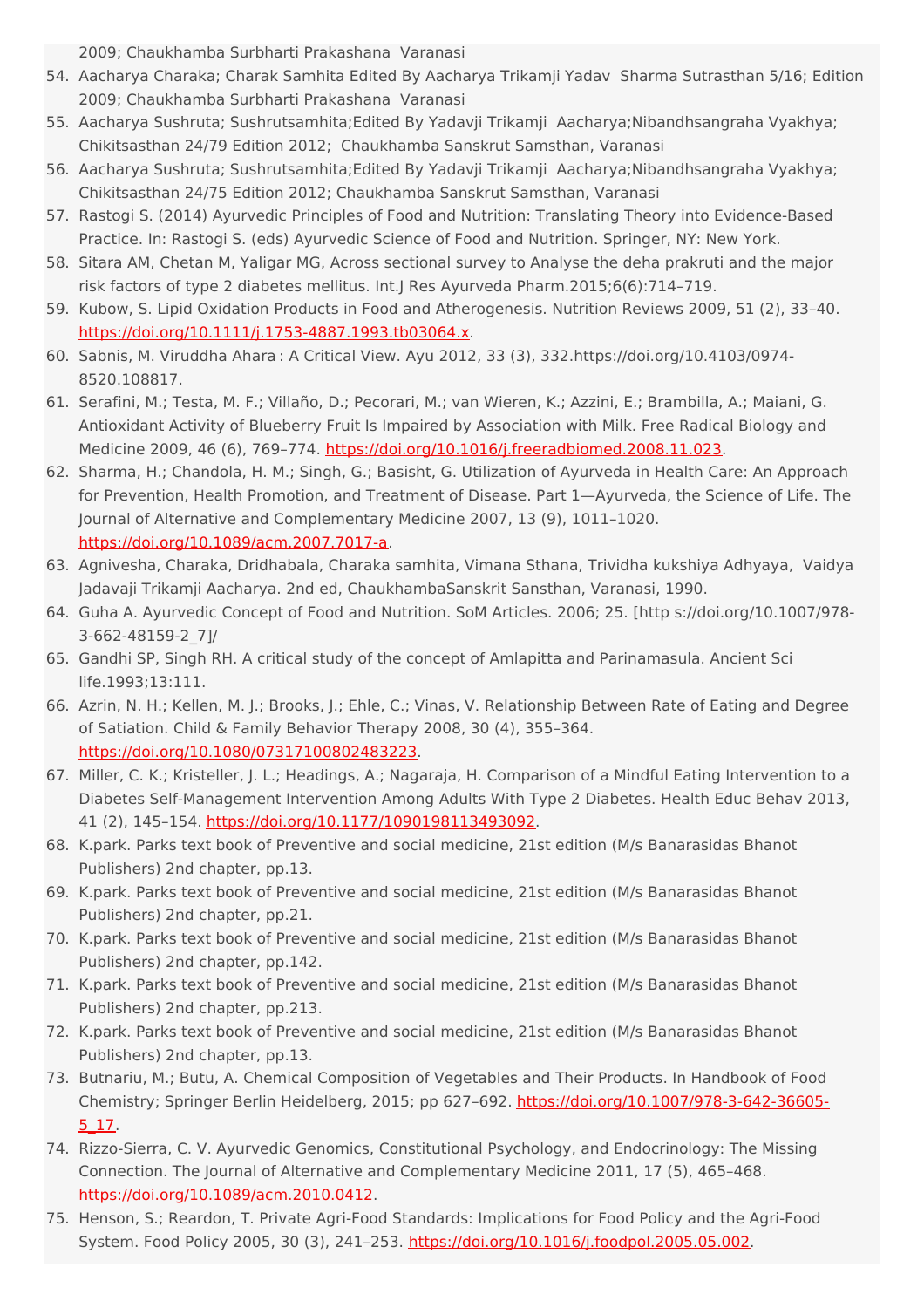2009; Chaukhamba Surbharti Prakashana  Varanasi

54. Aacharya Charaka; Charak Samhita Edited By Aacharya Trikamji Yadav  Sharma Sutrasthan 5/16; Edition 2009; Chaukhamba Surbharti Prakashana  Varanasi
55. Aacharya Sushruta; Sushrutsamhita;Edited By Yadavji Trikamji  Aacharya;Nibandhsangraha Vyakhya; Chikitsasthan 24/79 Edition 2012;  Chaukhamba Sanskrut Samsthan, Varanasi
56. Aacharya Sushruta; Sushrutsamhita;Edited By Yadavji Trikamji  Aacharya;Nibandhsangraha Vyakhya; Chikitsasthan 24/75 Edition 2012; Chaukhamba Sanskrut Samsthan, Varanasi
57. Rastogi S. (2014) Ayurvedic Principles of Food and Nutrition: Translating Theory into Evidence-Based Practice. In: Rastogi S. (eds) Ayurvedic Science of Food and Nutrition. Springer, NY: New York.
58. Sitara AM, Chetan M, Yaligar MG, Across sectional survey to Analyse the deha prakruti and the major risk factors of type 2 diabetes mellitus. Int.J Res Ayurveda Pharm.2015;6(6):714–719.
59. Kubow, S. Lipid Oxidation Products in Food and Atherogenesis. Nutrition Reviews 2009, 51 (2), 33–40. https://doi.org/10.1111/j.1753-4887.1993.tb03064.x.
60. Sabnis, M. Viruddha Ahara : A Critical View. Ayu 2012, 33 (3), 332.https://doi.org/10.4103/0974-8520.108817.
61. Serafini, M.; Testa, M. F.; Villaño, D.; Pecorari, M.; van Wieren, K.; Azzini, E.; Brambilla, A.; Maiani, G. Antioxidant Activity of Blueberry Fruit Is Impaired by Association with Milk. Free Radical Biology and Medicine 2009, 46 (6), 769–774. https://doi.org/10.1016/j.freeradbiomed.2008.11.023.
62. Sharma, H.; Chandola, H. M.; Singh, G.; Basisht, G. Utilization of Ayurveda in Health Care: An Approach for Prevention, Health Promotion, and Treatment of Disease. Part 1—Ayurveda, the Science of Life. The Journal of Alternative and Complementary Medicine 2007, 13 (9), 1011–1020. https://doi.org/10.1089/acm.2007.7017-a.
63. Agnivesha, Charaka, Dridhabala, Charaka samhita, Vimana Sthana, Trividha kukshiya Adhyaya,  Vaidya Jadavaji Trikamji Aacharya. 2nd ed, ChaukhambaSanskrit Sansthan, Varanasi, 1990.
64. Guha A. Ayurvedic Concept of Food and Nutrition. SoM Articles. 2006; 25. [http s://doi.org/10.1007/978-3-662-48159-2_7]/
65. Gandhi SP, Singh RH. A critical study of the concept of Amlapitta and Parinamasula. Ancient Sci life.1993;13:111.
66. Azrin, N. H.; Kellen, M. J.; Brooks, J.; Ehle, C.; Vinas, V. Relationship Between Rate of Eating and Degree of Satiation. Child & Family Behavior Therapy 2008, 30 (4), 355–364. https://doi.org/10.1080/07317100802483223.
67. Miller, C. K.; Kristeller, J. L.; Headings, A.; Nagaraja, H. Comparison of a Mindful Eating Intervention to a Diabetes Self-Management Intervention Among Adults With Type 2 Diabetes. Health Educ Behav 2013, 41 (2), 145–154. https://doi.org/10.1177/1090198113493092.
68. K.park. Parks text book of Preventive and social medicine, 21st edition (M/s Banarasidas Bhanot Publishers) 2nd chapter, pp.13.
69. K.park. Parks text book of Preventive and social medicine, 21st edition (M/s Banarasidas Bhanot Publishers) 2nd chapter, pp.21.
70. K.park. Parks text book of Preventive and social medicine, 21st edition (M/s Banarasidas Bhanot Publishers) 2nd chapter, pp.142.
71. K.park. Parks text book of Preventive and social medicine, 21st edition (M/s Banarasidas Bhanot Publishers) 2nd chapter, pp.213.
72. K.park. Parks text book of Preventive and social medicine, 21st edition (M/s Banarasidas Bhanot Publishers) 2nd chapter, pp.13.
73. Butnariu, M.; Butu, A. Chemical Composition of Vegetables and Their Products. In Handbook of Food Chemistry; Springer Berlin Heidelberg, 2015; pp 627–692. https://doi.org/10.1007/978-3-642-36605-5_17.
74. Rizzo-Sierra, C. V. Ayurvedic Genomics, Constitutional Psychology, and Endocrinology: The Missing Connection. The Journal of Alternative and Complementary Medicine 2011, 17 (5), 465–468. https://doi.org/10.1089/acm.2010.0412.
75. Henson, S.; Reardon, T. Private Agri-Food Standards: Implications for Food Policy and the Agri-Food System. Food Policy 2005, 30 (3), 241–253. https://doi.org/10.1016/j.foodpol.2005.05.002.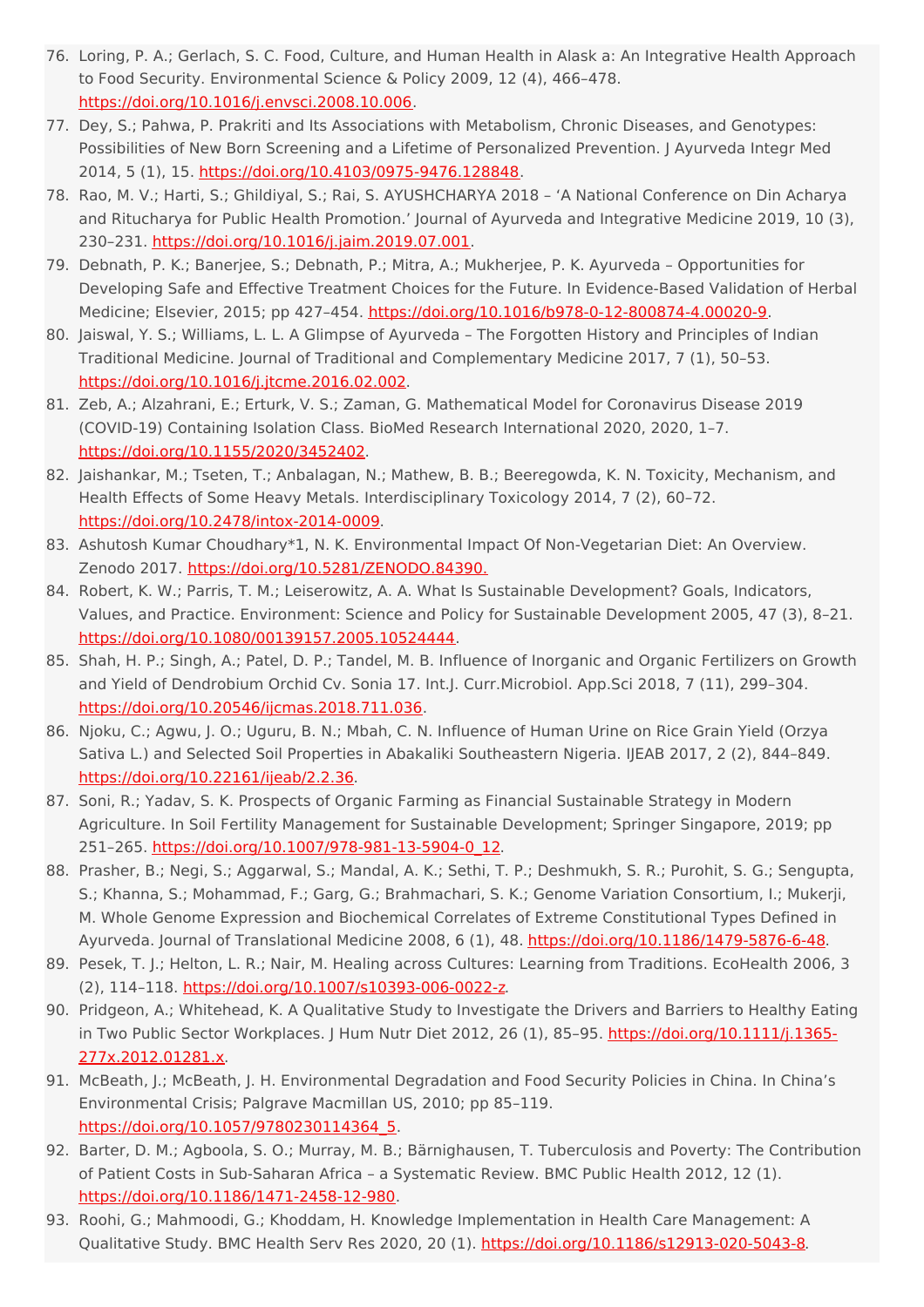76. Loring, P. A.; Gerlach, S. C. Food, Culture, and Human Health in Alask a: An Integrative Health Approach to Food Security. Environmental Science & Policy 2009, 12 (4), 466–478. https://doi.org/10.1016/j.envsci.2008.10.006.
77. Dey, S.; Pahwa, P. Prakriti and Its Associations with Metabolism, Chronic Diseases, and Genotypes: Possibilities of New Born Screening and a Lifetime of Personalized Prevention. J Ayurveda Integr Med 2014, 5 (1), 15. https://doi.org/10.4103/0975-9476.128848.
78. Rao, M. V.; Harti, S.; Ghildiyal, S.; Rai, S. AYUSHCHARYA 2018 – 'A National Conference on Din Acharya and Ritucharya for Public Health Promotion.' Journal of Ayurveda and Integrative Medicine 2019, 10 (3), 230–231. https://doi.org/10.1016/j.jaim.2019.07.001.
79. Debnath, P. K.; Banerjee, S.; Debnath, P.; Mitra, A.; Mukherjee, P. K. Ayurveda – Opportunities for Developing Safe and Effective Treatment Choices for the Future. In Evidence-Based Validation of Herbal Medicine; Elsevier, 2015; pp 427–454. https://doi.org/10.1016/b978-0-12-800874-4.00020-9.
80. Jaiswal, Y. S.; Williams, L. L. A Glimpse of Ayurveda – The Forgotten History and Principles of Indian Traditional Medicine. Journal of Traditional and Complementary Medicine 2017, 7 (1), 50–53. https://doi.org/10.1016/j.jtcme.2016.02.002.
81. Zeb, A.; Alzahrani, E.; Erturk, V. S.; Zaman, G. Mathematical Model for Coronavirus Disease 2019 (COVID-19) Containing Isolation Class. BioMed Research International 2020, 2020, 1–7. https://doi.org/10.1155/2020/3452402.
82. Jaishankar, M.; Tseten, T.; Anbalagan, N.; Mathew, B. B.; Beeregowda, K. N. Toxicity, Mechanism, and Health Effects of Some Heavy Metals. Interdisciplinary Toxicology 2014, 7 (2), 60–72. https://doi.org/10.2478/intox-2014-0009.
83. Ashutosh Kumar Choudhary*1, N. K. Environmental Impact Of Non-Vegetarian Diet: An Overview. Zenodo 2017. https://doi.org/10.5281/ZENODO.84390.
84. Robert, K. W.; Parris, T. M.; Leiserowitz, A. A. What Is Sustainable Development? Goals, Indicators, Values, and Practice. Environment: Science and Policy for Sustainable Development 2005, 47 (3), 8–21. https://doi.org/10.1080/00139157.2005.10524444.
85. Shah, H. P.; Singh, A.; Patel, D. P.; Tandel, M. B. Influence of Inorganic and Organic Fertilizers on Growth and Yield of Dendrobium Orchid Cv. Sonia 17. Int.J. Curr.Microbiol. App.Sci 2018, 7 (11), 299–304. https://doi.org/10.20546/ijcmas.2018.711.036.
86. Njoku, C.; Agwu, J. O.; Uguru, B. N.; Mbah, C. N. Influence of Human Urine on Rice Grain Yield (Orzya Sativa L.) and Selected Soil Properties in Abakaliki Southeastern Nigeria. IJEAB 2017, 2 (2), 844–849. https://doi.org/10.22161/ijeab/2.2.36.
87. Soni, R.; Yadav, S. K. Prospects of Organic Farming as Financial Sustainable Strategy in Modern Agriculture. In Soil Fertility Management for Sustainable Development; Springer Singapore, 2019; pp 251–265. https://doi.org/10.1007/978-981-13-5904-0_12.
88. Prasher, B.; Negi, S.; Aggarwal, S.; Mandal, A. K.; Sethi, T. P.; Deshmukh, S. R.; Purohit, S. G.; Sengupta, S.; Khanna, S.; Mohammad, F.; Garg, G.; Brahmachari, S. K.; Genome Variation Consortium, I.; Mukerji, M. Whole Genome Expression and Biochemical Correlates of Extreme Constitutional Types Defined in Ayurveda. Journal of Translational Medicine 2008, 6 (1), 48. https://doi.org/10.1186/1479-5876-6-48.
89. Pesek, T. J.; Helton, L. R.; Nair, M. Healing across Cultures: Learning from Traditions. EcoHealth 2006, 3 (2), 114–118. https://doi.org/10.1007/s10393-006-0022-z.
90. Pridgeon, A.; Whitehead, K. A Qualitative Study to Investigate the Drivers and Barriers to Healthy Eating in Two Public Sector Workplaces. J Hum Nutr Diet 2012, 26 (1), 85–95. https://doi.org/10.1111/j.1365-277x.2012.01281.x.
91. McBeath, J.; McBeath, J. H. Environmental Degradation and Food Security Policies in China. In China's Environmental Crisis; Palgrave Macmillan US, 2010; pp 85–119. https://doi.org/10.1057/9780230114364_5.
92. Barter, D. M.; Agboola, S. O.; Murray, M. B.; Bärnighausen, T. Tuberculosis and Poverty: The Contribution of Patient Costs in Sub-Saharan Africa – a Systematic Review. BMC Public Health 2012, 12 (1). https://doi.org/10.1186/1471-2458-12-980.
93. Roohi, G.; Mahmoodi, G.; Khoddam, H. Knowledge Implementation in Health Care Management: A Qualitative Study. BMC Health Serv Res 2020, 20 (1). https://doi.org/10.1186/s12913-020-5043-8.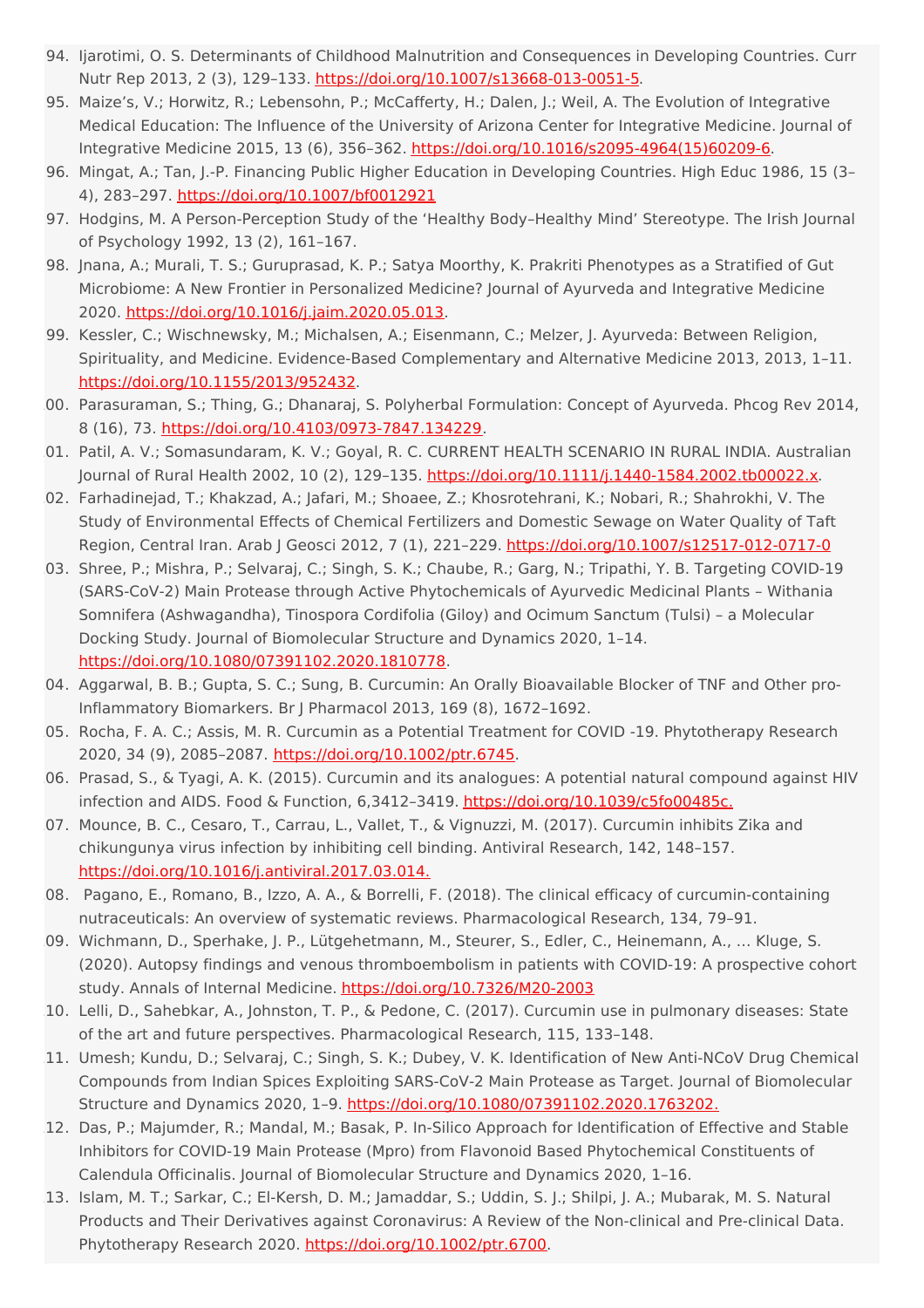94. Ijarotimi, O. S. Determinants of Childhood Malnutrition and Consequences in Developing Countries. Curr Nutr Rep 2013, 2 (3), 129–133. https://doi.org/10.1007/s13668-013-0051-5.
95. Maize's, V.; Horwitz, R.; Lebensohn, P.; McCafferty, H.; Dalen, J.; Weil, A. The Evolution of Integrative Medical Education: The Influence of the University of Arizona Center for Integrative Medicine. Journal of Integrative Medicine 2015, 13 (6), 356–362. https://doi.org/10.1016/s2095-4964(15)60209-6.
96. Mingat, A.; Tan, J.-P. Financing Public Higher Education in Developing Countries. High Educ 1986, 15 (3–4), 283–297. https://doi.org/10.1007/bf0012921
97. Hodgins, M. A Person-Perception Study of the 'Healthy Body–Healthy Mind' Stereotype. The Irish Journal of Psychology 1992, 13 (2), 161–167.
98. Jnana, A.; Murali, T. S.; Guruprasad, K. P.; Satya Moorthy, K. Prakriti Phenotypes as a Stratified of Gut Microbiome: A New Frontier in Personalized Medicine? Journal of Ayurveda and Integrative Medicine 2020. https://doi.org/10.1016/j.jaim.2020.05.013.
99. Kessler, C.; Wischnewsky, M.; Michalsen, A.; Eisenmann, C.; Melzer, J. Ayurveda: Between Religion, Spirituality, and Medicine. Evidence-Based Complementary and Alternative Medicine 2013, 2013, 1–11. https://doi.org/10.1155/2013/952432.
00. Parasuraman, S.; Thing, G.; Dhanaraj, S. Polyherbal Formulation: Concept of Ayurveda. Phcog Rev 2014, 8 (16), 73. https://doi.org/10.4103/0973-7847.134229.
01. Patil, A. V.; Somasundaram, K. V.; Goyal, R. C. CURRENT HEALTH SCENARIO IN RURAL INDIA. Australian Journal of Rural Health 2002, 10 (2), 129–135. https://doi.org/10.1111/j.1440-1584.2002.tb00022.x.
02. Farhadinejad, T.; Khakzad, A.; Jafari, M.; Shoaee, Z.; Khosrotehrani, K.; Nobari, R.; Shahrokhi, V. The Study of Environmental Effects of Chemical Fertilizers and Domestic Sewage on Water Quality of Taft Region, Central Iran. Arab J Geosci 2012, 7 (1), 221–229. https://doi.org/10.1007/s12517-012-0717-0
03. Shree, P.; Mishra, P.; Selvaraj, C.; Singh, S. K.; Chaube, R.; Garg, N.; Tripathi, Y. B. Targeting COVID-19 (SARS-CoV-2) Main Protease through Active Phytochemicals of Ayurvedic Medicinal Plants – Withania Somnifera (Ashwagandha), Tinospora Cordifolia (Giloy) and Ocimum Sanctum (Tulsi) – a Molecular Docking Study. Journal of Biomolecular Structure and Dynamics 2020, 1–14. https://doi.org/10.1080/07391102.2020.1810778.
04. Aggarwal, B. B.; Gupta, S. C.; Sung, B. Curcumin: An Orally Bioavailable Blocker of TNF and Other pro-Inflammatory Biomarkers. Br J Pharmacol 2013, 169 (8), 1672–1692.
05. Rocha, F. A. C.; Assis, M. R. Curcumin as a Potential Treatment for COVID -19. Phytotherapy Research 2020, 34 (9), 2085–2087. https://doi.org/10.1002/ptr.6745.
06. Prasad, S., & Tyagi, A. K. (2015). Curcumin and its analogues: A potential natural compound against HIV infection and AIDS. Food & Function, 6,3412–3419. https://doi.org/10.1039/c5fo00485c.
07. Mounce, B. C., Cesaro, T., Carrau, L., Vallet, T., & Vignuzzi, M. (2017). Curcumin inhibits Zika and chikungunya virus infection by inhibiting cell binding. Antiviral Research, 142, 148–157. https://doi.org/10.1016/j.antiviral.2017.03.014.
08. Pagano, E., Romano, B., Izzo, A. A., & Borrelli, F. (2018). The clinical efficacy of curcumin-containing nutraceuticals: An overview of systematic reviews. Pharmacological Research, 134, 79–91.
09. Wichmann, D., Sperhake, J. P., Lütgehetmann, M., Steurer, S., Edler, C., Heinemann, A., … Kluge, S. (2020). Autopsy findings and venous thromboembolism in patients with COVID-19: A prospective cohort study. Annals of Internal Medicine. https://doi.org/10.7326/M20-2003
10. Lelli, D., Sahebkar, A., Johnston, T. P., & Pedone, C. (2017). Curcumin use in pulmonary diseases: State of the art and future perspectives. Pharmacological Research, 115, 133–148.
11. Umesh; Kundu, D.; Selvaraj, C.; Singh, S. K.; Dubey, V. K. Identification of New Anti-NCoV Drug Chemical Compounds from Indian Spices Exploiting SARS-CoV-2 Main Protease as Target. Journal of Biomolecular Structure and Dynamics 2020, 1–9. https://doi.org/10.1080/07391102.2020.1763202.
12. Das, P.; Majumder, R.; Mandal, M.; Basak, P. In-Silico Approach for Identification of Effective and Stable Inhibitors for COVID-19 Main Protease (Mpro) from Flavonoid Based Phytochemical Constituents of Calendula Officinalis. Journal of Biomolecular Structure and Dynamics 2020, 1–16.
13. Islam, M. T.; Sarkar, C.; El-Kersh, D. M.; Jamaddar, S.; Uddin, S. J.; Shilpi, J. A.; Mubarak, M. S. Natural Products and Their Derivatives against Coronavirus: A Review of the Non-clinical and Pre-clinical Data. Phytotherapy Research 2020. https://doi.org/10.1002/ptr.6700.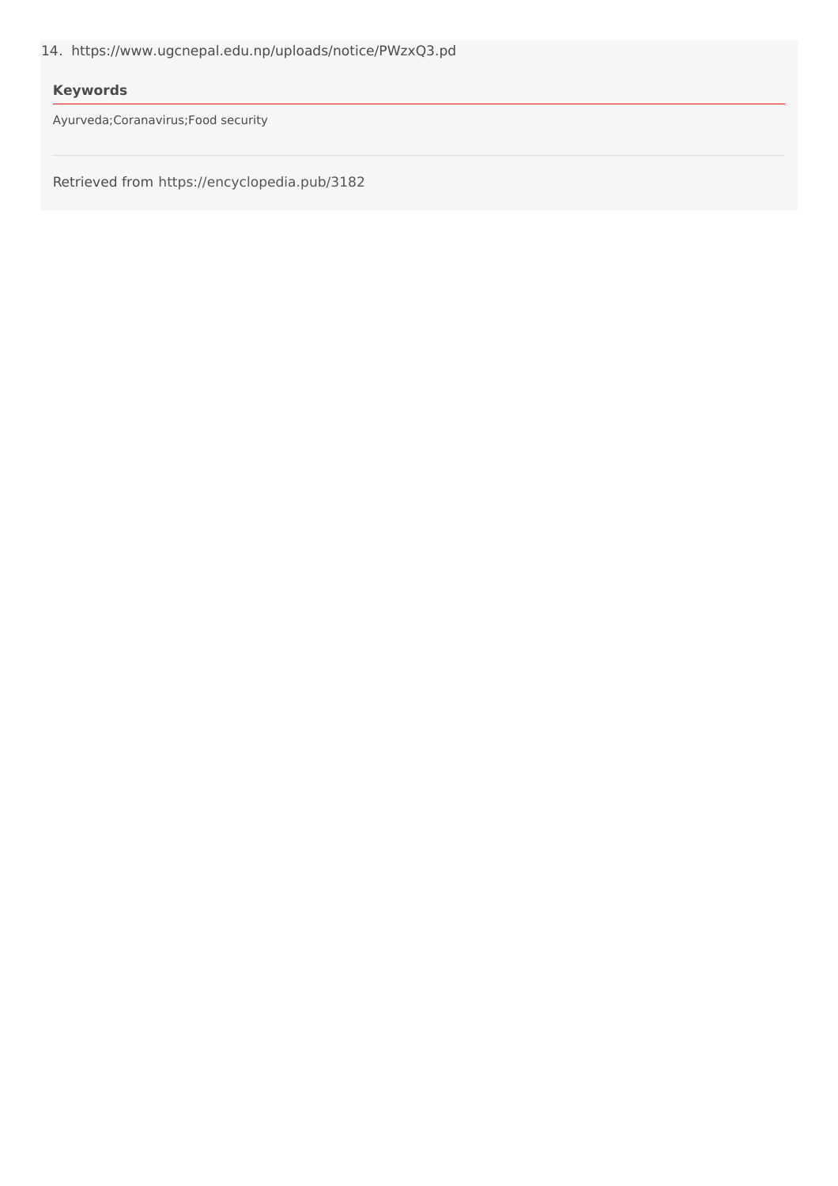14. https://www.ugcnepal.edu.np/uploads/notice/PWzxQ3.pd

### Keywords

Ayurveda;Coranavirus;Food security

Retrieved from https://encyclopedia.pub/3182